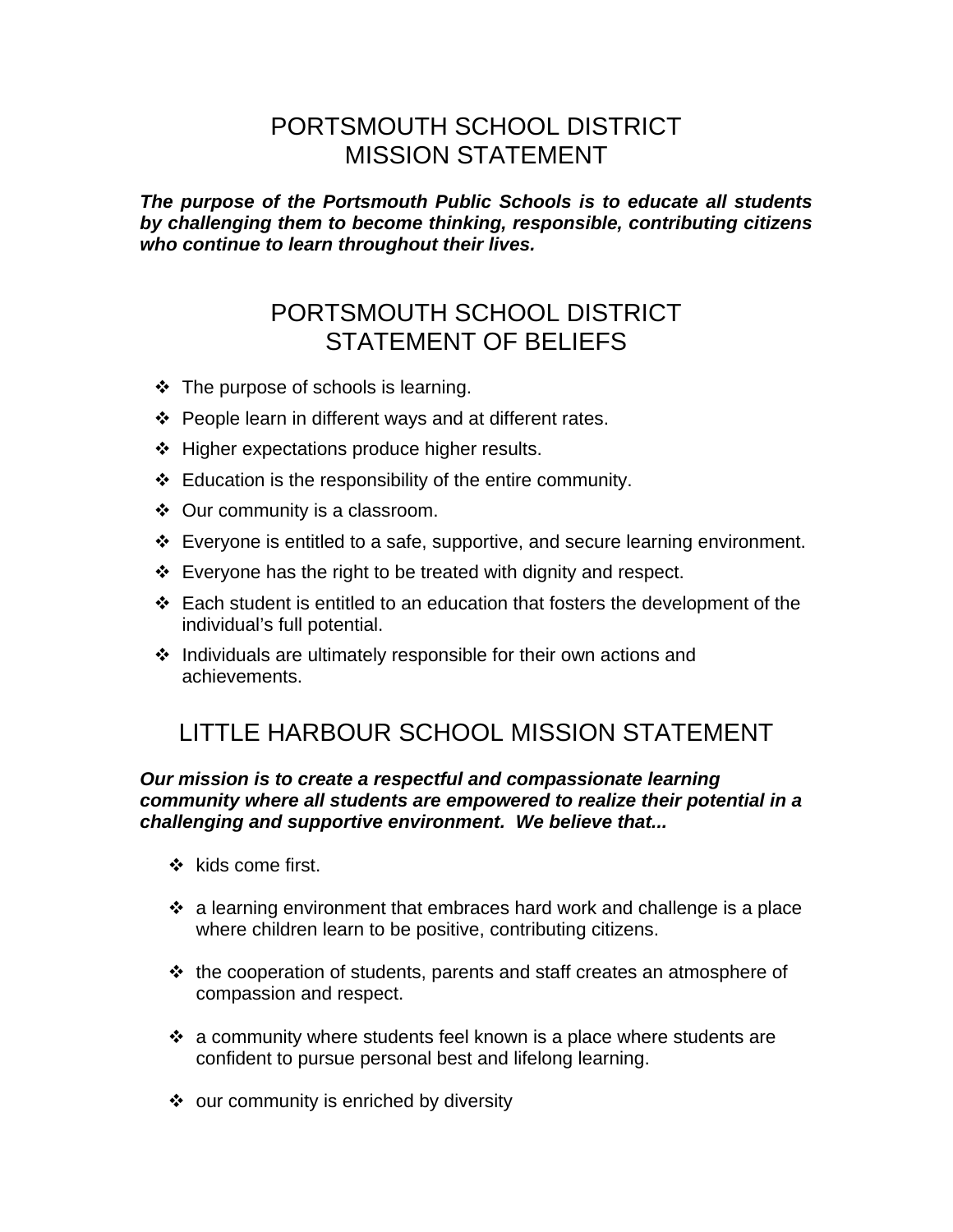# PORTSMOUTH SCHOOL DISTRICT
# MISSION STATEMENT

***The purpose of the Portsmouth Public Schools is to educate all students by challenging them to become thinking, responsible, contributing citizens who continue to learn throughout their lives.***

# PORTSMOUTH SCHOOL DISTRICT
# STATEMENT OF BELIEFS

- The purpose of schools is learning.
- People learn in different ways and at different rates.
- Higher expectations produce higher results.
- Education is the responsibility of the entire community.
- Our community is a classroom.
- Everyone is entitled to a safe, supportive, and secure learning environment.
- Everyone has the right to be treated with dignity and respect.
- Each student is entitled to an education that fosters the development of the individual's full potential.
- Individuals are ultimately responsible for their own actions and achievements.

# LITTLE HARBOUR SCHOOL MISSION STATEMENT

***Our mission is to create a respectful and compassionate learning community where all students are empowered to realize their potential in a challenging and supportive environment. We believe that...***

- kids come first.
- a learning environment that embraces hard work and challenge is a place where children learn to be positive, contributing citizens.
- the cooperation of students, parents and staff creates an atmosphere of compassion and respect.
- a community where students feel known is a place where students are confident to pursue personal best and lifelong learning.
- our community is enriched by diversity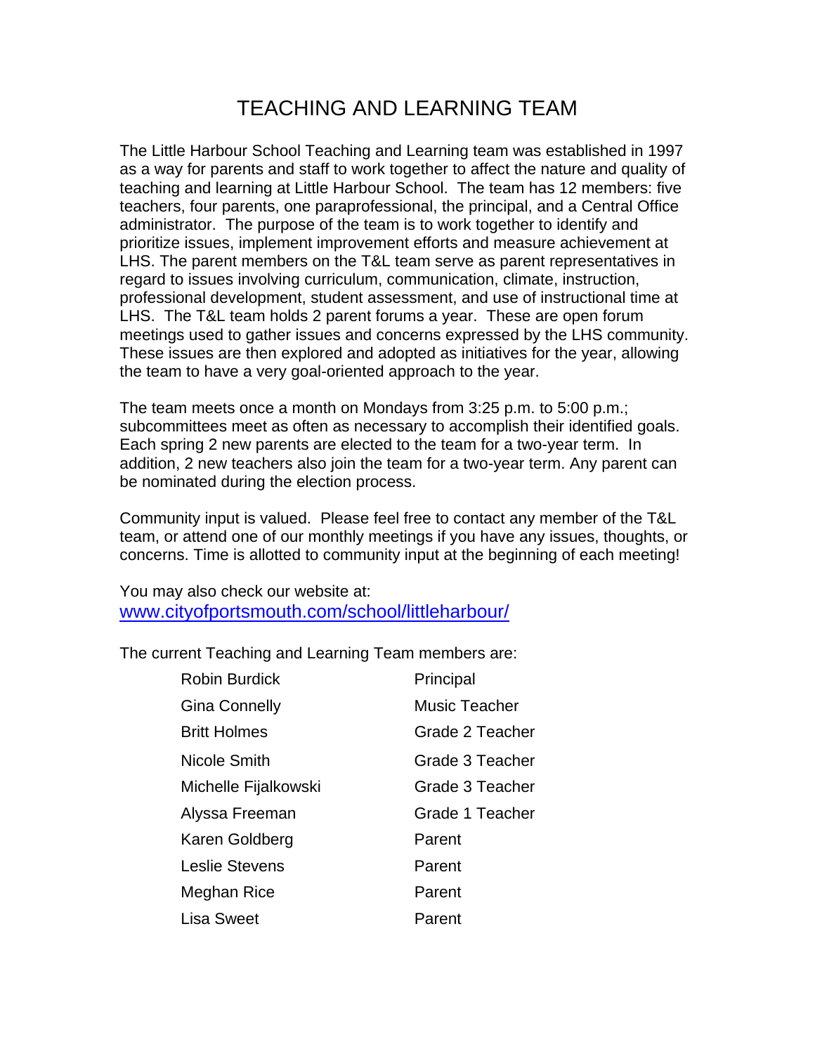# TEACHING AND LEARNING TEAM

The Little Harbour School Teaching and Learning team was established in 1997 as a way for parents and staff to work together to affect the nature and quality of teaching and learning at Little Harbour School. The team has 12 members: five teachers, four parents, one paraprofessional, the principal, and a Central Office administrator. The purpose of the team is to work together to identify and prioritize issues, implement improvement efforts and measure achievement at LHS. The parent members on the T&L team serve as parent representatives in regard to issues involving curriculum, communication, climate, instruction, professional development, student assessment, and use of instructional time at LHS. The T&L team holds 2 parent forums a year. These are open forum meetings used to gather issues and concerns expressed by the LHS community. These issues are then explored and adopted as initiatives for the year, allowing the team to have a very goal-oriented approach to the year.

The team meets once a month on Mondays from 3:25 p.m. to 5:00 p.m.; subcommittees meet as often as necessary to accomplish their identified goals. Each spring 2 new parents are elected to the team for a two-year term. In addition, 2 new teachers also join the team for a two-year term. Any parent can be nominated during the election process.

Community input is valued. Please feel free to contact any member of the T&L team, or attend one of our monthly meetings if you have any issues, thoughts, or concerns. Time is allotted to community input at the beginning of each meeting!

You may also check our website at:
www.cityofportsmouth.com/school/littleharbour/

The current Teaching and Learning Team members are:

| | |
|---|---|
| Robin Burdick | Principal |
| Gina Connelly | Music Teacher |
| Britt Holmes | Grade 2 Teacher |
| Nicole Smith | Grade 3 Teacher |
| Michelle Fijalkowski | Grade 3 Teacher |
| Alyssa Freeman | Grade 1 Teacher |
| Karen Goldberg | Parent |
| Leslie Stevens | Parent |
| Meghan Rice | Parent |
| Lisa Sweet | Parent |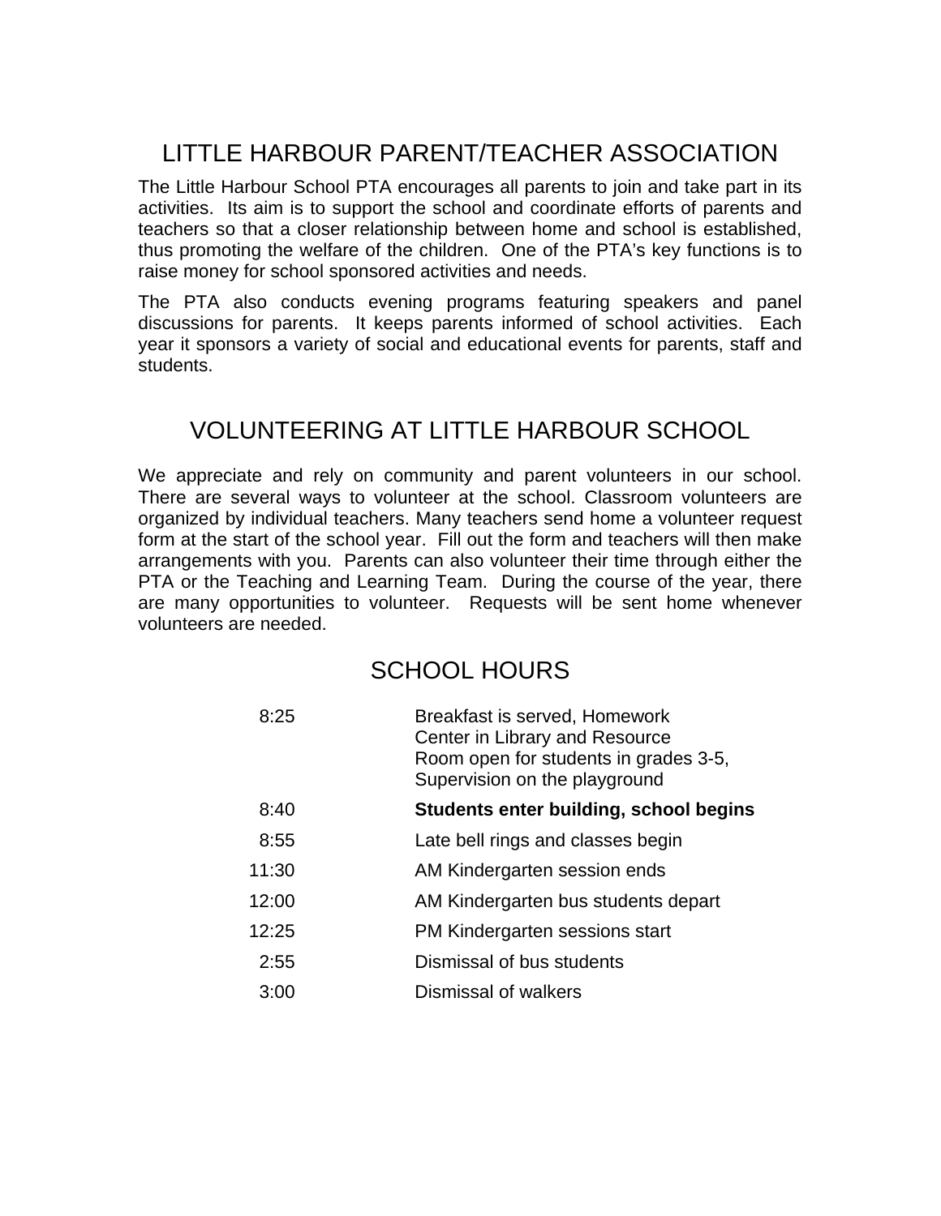# LITTLE HARBOUR PARENT/TEACHER ASSOCIATION

The Little Harbour School PTA encourages all parents to join and take part in its activities. Its aim is to support the school and coordinate efforts of parents and teachers so that a closer relationship between home and school is established, thus promoting the welfare of the children. One of the PTA's key functions is to raise money for school sponsored activities and needs.

The PTA also conducts evening programs featuring speakers and panel discussions for parents. It keeps parents informed of school activities. Each year it sponsors a variety of social and educational events for parents, staff and students.

# VOLUNTEERING AT LITTLE HARBOUR SCHOOL

We appreciate and rely on community and parent volunteers in our school. There are several ways to volunteer at the school. Classroom volunteers are organized by individual teachers. Many teachers send home a volunteer request form at the start of the school year. Fill out the form and teachers will then make arrangements with you. Parents can also volunteer their time through either the PTA or the Teaching and Learning Team. During the course of the year, there are many opportunities to volunteer. Requests will be sent home whenever volunteers are needed.

# SCHOOL HOURS

| | |
|---|---|
| 8:25 | Breakfast is served, Homework Center in Library and Resource Room open for students in grades 3-5, Supervision on the playground |
| 8:40 | **Students enter building, school begins** |
| 8:55 | Late bell rings and classes begin |
| 11:30 | AM Kindergarten session ends |
| 12:00 | AM Kindergarten bus students depart |
| 12:25 | PM Kindergarten sessions start |
| 2:55 | Dismissal of bus students |
| 3:00 | Dismissal of walkers |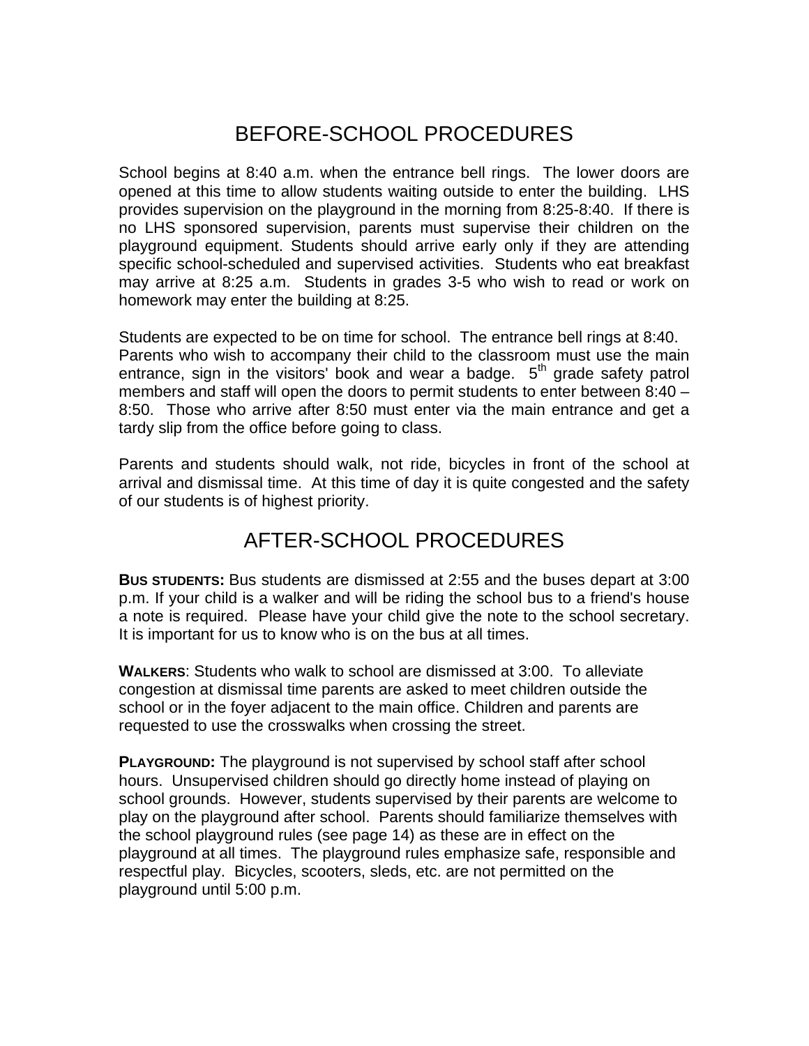# BEFORE-SCHOOL PROCEDURES

School begins at 8:40 a.m. when the entrance bell rings. The lower doors are opened at this time to allow students waiting outside to enter the building. LHS provides supervision on the playground in the morning from 8:25-8:40. If there is no LHS sponsored supervision, parents must supervise their children on the playground equipment. Students should arrive early only if they are attending specific school-scheduled and supervised activities. Students who eat breakfast may arrive at 8:25 a.m. Students in grades 3-5 who wish to read or work on homework may enter the building at 8:25.

Students are expected to be on time for school. The entrance bell rings at 8:40. Parents who wish to accompany their child to the classroom must use the main entrance, sign in the visitors' book and wear a badge. 5th grade safety patrol members and staff will open the doors to permit students to enter between 8:40 – 8:50. Those who arrive after 8:50 must enter via the main entrance and get a tardy slip from the office before going to class.

Parents and students should walk, not ride, bicycles in front of the school at arrival and dismissal time. At this time of day it is quite congested and the safety of our students is of highest priority.

# AFTER-SCHOOL PROCEDURES

**BUS STUDENTS:** Bus students are dismissed at 2:55 and the buses depart at 3:00 p.m. If your child is a walker and will be riding the school bus to a friend's house a note is required. Please have your child give the note to the school secretary. It is important for us to know who is on the bus at all times.

**WALKERS**: Students who walk to school are dismissed at 3:00. To alleviate congestion at dismissal time parents are asked to meet children outside the school or in the foyer adjacent to the main office. Children and parents are requested to use the crosswalks when crossing the street.

**PLAYGROUND:** The playground is not supervised by school staff after school hours. Unsupervised children should go directly home instead of playing on school grounds. However, students supervised by their parents are welcome to play on the playground after school. Parents should familiarize themselves with the school playground rules (see page 14) as these are in effect on the playground at all times. The playground rules emphasize safe, responsible and respectful play. Bicycles, scooters, sleds, etc. are not permitted on the playground until 5:00 p.m.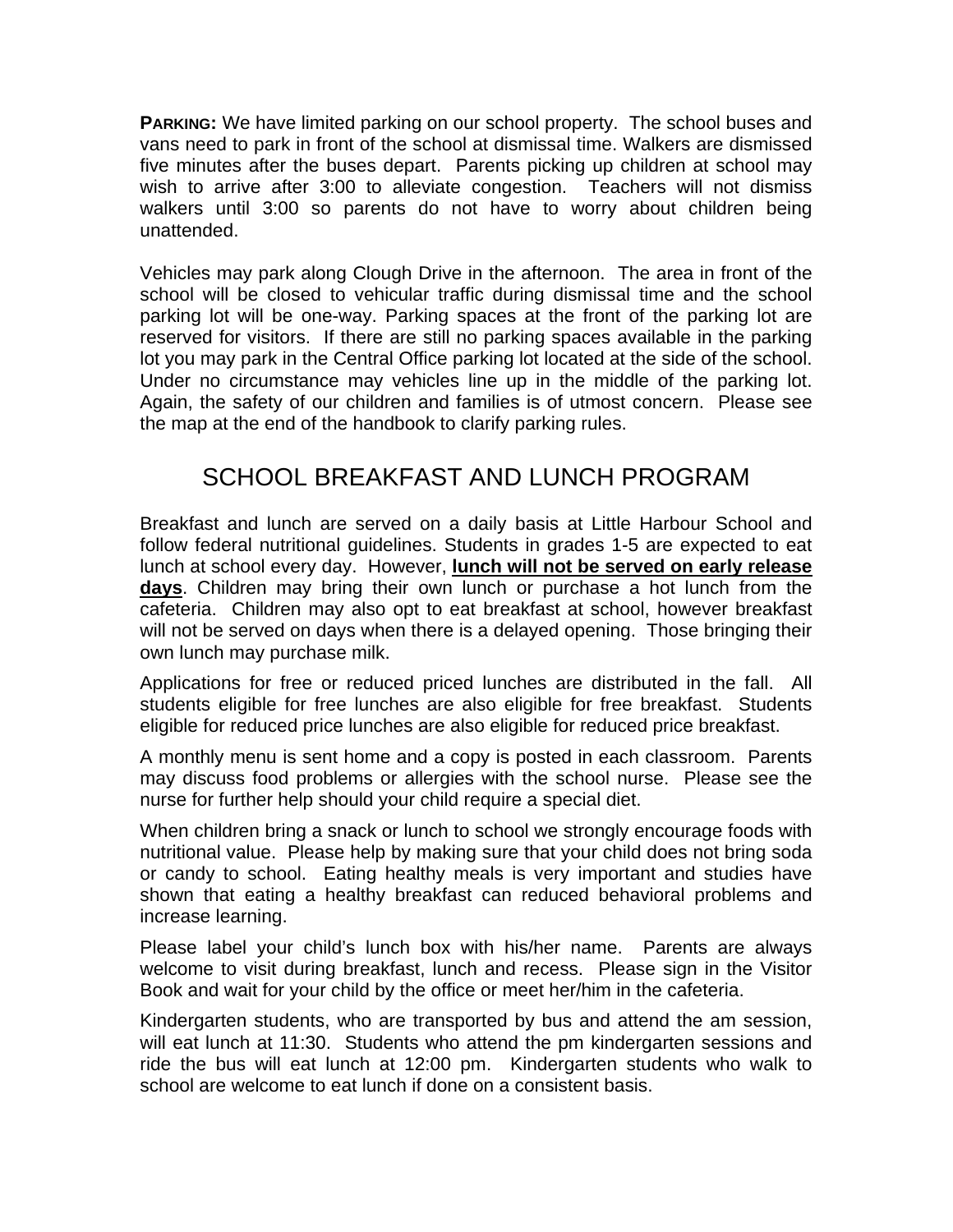**PARKING:** We have limited parking on our school property. The school buses and vans need to park in front of the school at dismissal time. Walkers are dismissed five minutes after the buses depart. Parents picking up children at school may wish to arrive after 3:00 to alleviate congestion. Teachers will not dismiss walkers until 3:00 so parents do not have to worry about children being unattended.

Vehicles may park along Clough Drive in the afternoon. The area in front of the school will be closed to vehicular traffic during dismissal time and the school parking lot will be one-way. Parking spaces at the front of the parking lot are reserved for visitors. If there are still no parking spaces available in the parking lot you may park in the Central Office parking lot located at the side of the school. Under no circumstance may vehicles line up in the middle of the parking lot. Again, the safety of our children and families is of utmost concern. Please see the map at the end of the handbook to clarify parking rules.

## SCHOOL BREAKFAST AND LUNCH PROGRAM

Breakfast and lunch are served on a daily basis at Little Harbour School and follow federal nutritional guidelines. Students in grades 1-5 are expected to eat lunch at school every day. However, **lunch will not be served on early release days**. Children may bring their own lunch or purchase a hot lunch from the cafeteria. Children may also opt to eat breakfast at school, however breakfast will not be served on days when there is a delayed opening. Those bringing their own lunch may purchase milk.

Applications for free or reduced priced lunches are distributed in the fall. All students eligible for free lunches are also eligible for free breakfast. Students eligible for reduced price lunches are also eligible for reduced price breakfast.

A monthly menu is sent home and a copy is posted in each classroom. Parents may discuss food problems or allergies with the school nurse. Please see the nurse for further help should your child require a special diet.

When children bring a snack or lunch to school we strongly encourage foods with nutritional value. Please help by making sure that your child does not bring soda or candy to school. Eating healthy meals is very important and studies have shown that eating a healthy breakfast can reduced behavioral problems and increase learning.

Please label your child's lunch box with his/her name. Parents are always welcome to visit during breakfast, lunch and recess. Please sign in the Visitor Book and wait for your child by the office or meet her/him in the cafeteria.

Kindergarten students, who are transported by bus and attend the am session, will eat lunch at 11:30. Students who attend the pm kindergarten sessions and ride the bus will eat lunch at 12:00 pm. Kindergarten students who walk to school are welcome to eat lunch if done on a consistent basis.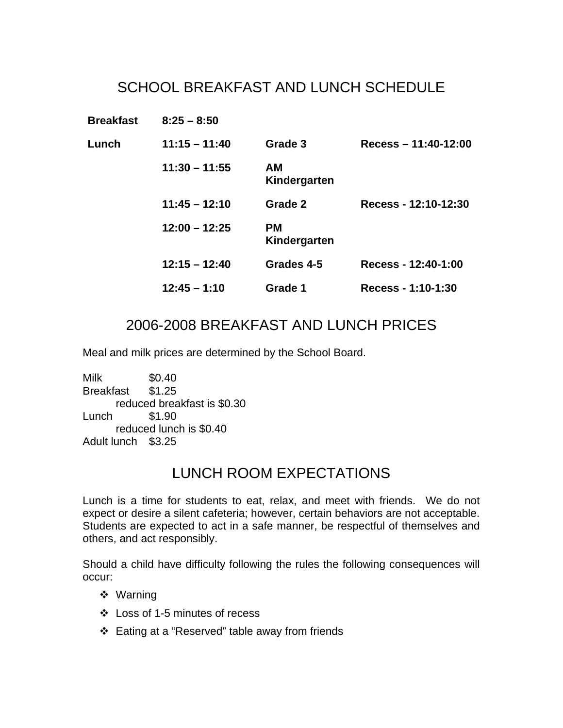## SCHOOL BREAKFAST AND LUNCH SCHEDULE

| | | | |
|---|---|---|---|
| **Breakfast** | **8:25 – 8:50** | | |
| **Lunch** | **11:15 – 11:40** | **Grade 3** | **Recess – 11:40-12:00** |
| | **11:30 – 11:55** | **AM Kindergarten** | |
| | **11:45 – 12:10** | **Grade 2** | **Recess - 12:10-12:30** |
| | **12:00 – 12:25** | **PM Kindergarten** | |
| | **12:15 – 12:40** | **Grades 4-5** | **Recess - 12:40-1:00** |
| | **12:45 – 1:10** | **Grade 1** | **Recess - 1:10-1:30** |

## 2006-2008 BREAKFAST AND LUNCH PRICES

Meal and milk prices are determined by the School Board.

Milk $0.40
Breakfast $1.25
 reduced breakfast is $0.30
Lunch $1.90
 reduced lunch is $0.40
Adult lunch $3.25

## LUNCH ROOM EXPECTATIONS

Lunch is a time for students to eat, relax, and meet with friends. We do not expect or desire a silent cafeteria; however, certain behaviors are not acceptable. Students are expected to act in a safe manner, be respectful of themselves and others, and act responsibly.

Should a child have difficulty following the rules the following consequences will occur:

- Warning
- Loss of 1-5 minutes of recess
- Eating at a "Reserved" table away from friends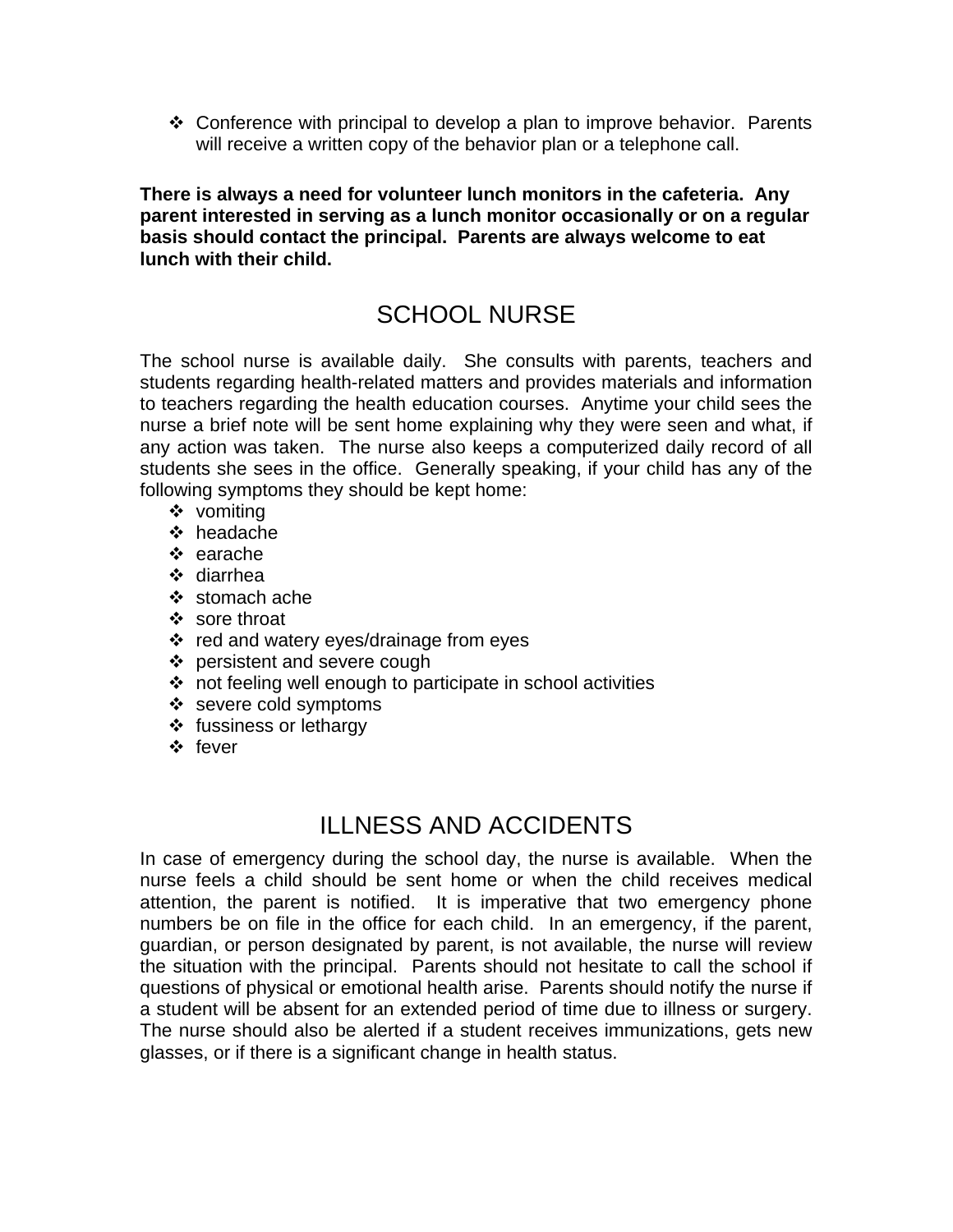- Conference with principal to develop a plan to improve behavior. Parents will receive a written copy of the behavior plan or a telephone call.

**There is always a need for volunteer lunch monitors in the cafeteria. Any parent interested in serving as a lunch monitor occasionally or on a regular basis should contact the principal. Parents are always welcome to eat lunch with their child.**

## SCHOOL NURSE

The school nurse is available daily. She consults with parents, teachers and students regarding health-related matters and provides materials and information to teachers regarding the health education courses. Anytime your child sees the nurse a brief note will be sent home explaining why they were seen and what, if any action was taken. The nurse also keeps a computerized daily record of all students she sees in the office. Generally speaking, if your child has any of the following symptoms they should be kept home:

- vomiting
- headache
- earache
- diarrhea
- stomach ache
- sore throat
- red and watery eyes/drainage from eyes
- persistent and severe cough
- not feeling well enough to participate in school activities
- severe cold symptoms
- fussiness or lethargy
- fever

## ILLNESS AND ACCIDENTS

In case of emergency during the school day, the nurse is available. When the nurse feels a child should be sent home or when the child receives medical attention, the parent is notified. It is imperative that two emergency phone numbers be on file in the office for each child. In an emergency, if the parent, guardian, or person designated by parent, is not available, the nurse will review the situation with the principal. Parents should not hesitate to call the school if questions of physical or emotional health arise. Parents should notify the nurse if a student will be absent for an extended period of time due to illness or surgery. The nurse should also be alerted if a student receives immunizations, gets new glasses, or if there is a significant change in health status.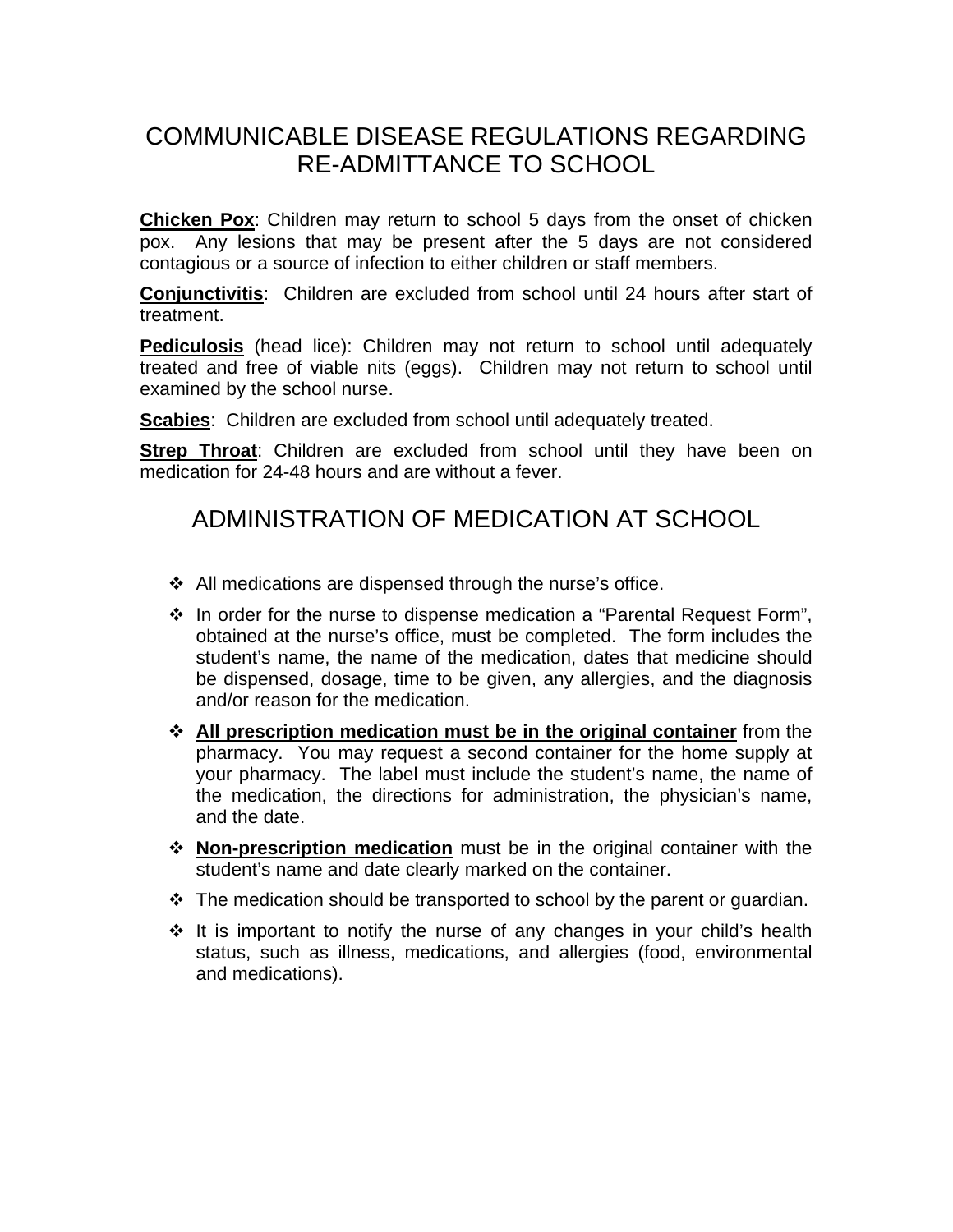# COMMUNICABLE DISEASE REGULATIONS REGARDING RE-ADMITTANCE TO SCHOOL

**Chicken Pox**: Children may return to school 5 days from the onset of chicken pox. Any lesions that may be present after the 5 days are not considered contagious or a source of infection to either children or staff members.

**Conjunctivitis**: Children are excluded from school until 24 hours after start of treatment.

**Pediculosis** (head lice): Children may not return to school until adequately treated and free of viable nits (eggs). Children may not return to school until examined by the school nurse.

**Scabies**: Children are excluded from school until adequately treated.

**Strep Throat**: Children are excluded from school until they have been on medication for 24-48 hours and are without a fever.

# ADMINISTRATION OF MEDICATION AT SCHOOL

- All medications are dispensed through the nurse's office.
- In order for the nurse to dispense medication a "Parental Request Form", obtained at the nurse's office, must be completed. The form includes the student's name, the name of the medication, dates that medicine should be dispensed, dosage, time to be given, any allergies, and the diagnosis and/or reason for the medication.
- **All prescription medication must be in the original container** from the pharmacy. You may request a second container for the home supply at your pharmacy. The label must include the student's name, the name of the medication, the directions for administration, the physician's name, and the date.
- **Non-prescription medication** must be in the original container with the student's name and date clearly marked on the container.
- The medication should be transported to school by the parent or guardian.
- It is important to notify the nurse of any changes in your child's health status, such as illness, medications, and allergies (food, environmental and medications).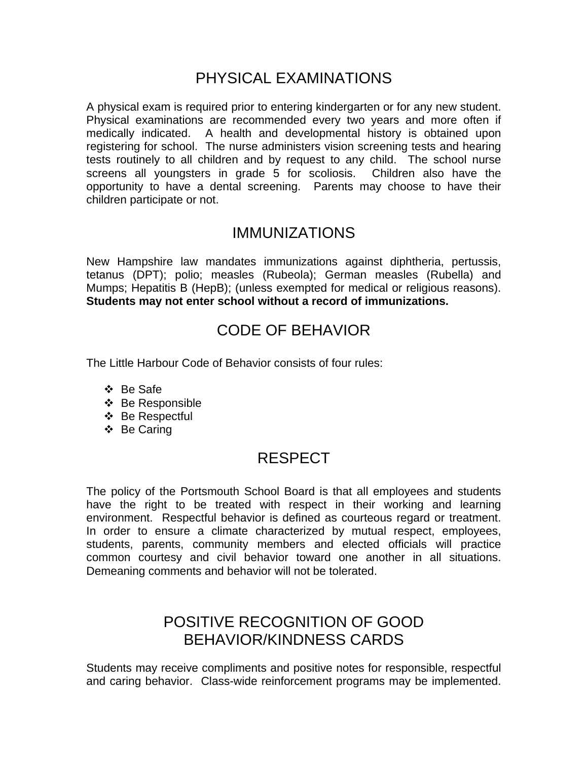## PHYSICAL EXAMINATIONS

A physical exam is required prior to entering kindergarten or for any new student. Physical examinations are recommended every two years and more often if medically indicated. A health and developmental history is obtained upon registering for school. The nurse administers vision screening tests and hearing tests routinely to all children and by request to any child. The school nurse screens all youngsters in grade 5 for scoliosis. Children also have the opportunity to have a dental screening. Parents may choose to have their children participate or not.

## IMMUNIZATIONS

New Hampshire law mandates immunizations against diphtheria, pertussis, tetanus (DPT); polio; measles (Rubeola); German measles (Rubella) and Mumps; Hepatitis B (HepB); (unless exempted for medical or religious reasons). **Students may not enter school without a record of immunizations.**

## CODE OF BEHAVIOR

The Little Harbour Code of Behavior consists of four rules:

- Be Safe
- Be Responsible
- Be Respectful
- Be Caring

## RESPECT

The policy of the Portsmouth School Board is that all employees and students have the right to be treated with respect in their working and learning environment. Respectful behavior is defined as courteous regard or treatment. In order to ensure a climate characterized by mutual respect, employees, students, parents, community members and elected officials will practice common courtesy and civil behavior toward one another in all situations. Demeaning comments and behavior will not be tolerated.

## POSITIVE RECOGNITION OF GOOD BEHAVIOR/KINDNESS CARDS

Students may receive compliments and positive notes for responsible, respectful and caring behavior. Class-wide reinforcement programs may be implemented.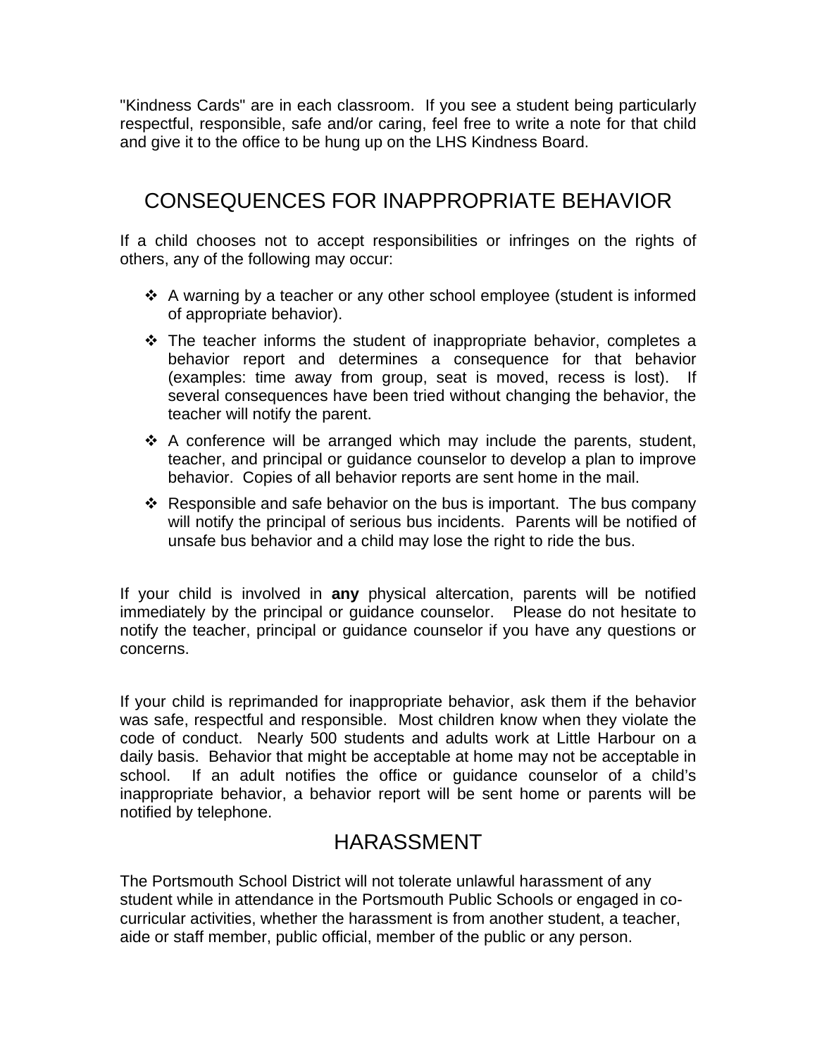"Kindness Cards" are in each classroom. If you see a student being particularly respectful, responsible, safe and/or caring, feel free to write a note for that child and give it to the office to be hung up on the LHS Kindness Board.

## CONSEQUENCES FOR INAPPROPRIATE BEHAVIOR

If a child chooses not to accept responsibilities or infringes on the rights of others, any of the following may occur:

- A warning by a teacher or any other school employee (student is informed of appropriate behavior).
- The teacher informs the student of inappropriate behavior, completes a behavior report and determines a consequence for that behavior (examples: time away from group, seat is moved, recess is lost). If several consequences have been tried without changing the behavior, the teacher will notify the parent.
- A conference will be arranged which may include the parents, student, teacher, and principal or guidance counselor to develop a plan to improve behavior. Copies of all behavior reports are sent home in the mail.
- Responsible and safe behavior on the bus is important. The bus company will notify the principal of serious bus incidents. Parents will be notified of unsafe bus behavior and a child may lose the right to ride the bus.

If your child is involved in **any** physical altercation, parents will be notified immediately by the principal or guidance counselor. Please do not hesitate to notify the teacher, principal or guidance counselor if you have any questions or concerns.

If your child is reprimanded for inappropriate behavior, ask them if the behavior was safe, respectful and responsible. Most children know when they violate the code of conduct. Nearly 500 students and adults work at Little Harbour on a daily basis. Behavior that might be acceptable at home may not be acceptable in school. If an adult notifies the office or guidance counselor of a child's inappropriate behavior, a behavior report will be sent home or parents will be notified by telephone.

## HARASSMENT

The Portsmouth School District will not tolerate unlawful harassment of any student while in attendance in the Portsmouth Public Schools or engaged in co-curricular activities, whether the harassment is from another student, a teacher, aide or staff member, public official, member of the public or any person.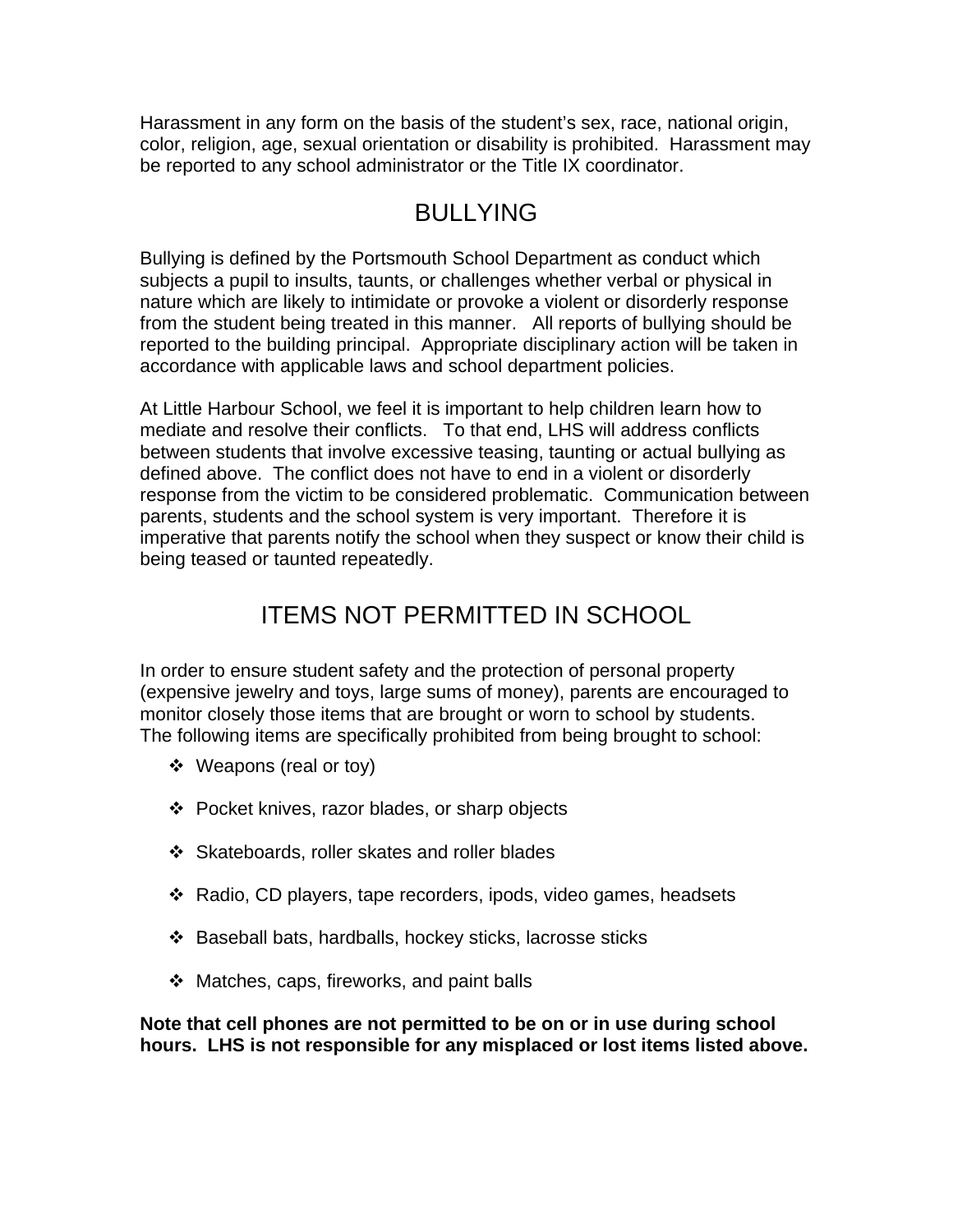Harassment in any form on the basis of the student's sex, race, national origin, color, religion, age, sexual orientation or disability is prohibited. Harassment may be reported to any school administrator or the Title IX coordinator.

## BULLYING

Bullying is defined by the Portsmouth School Department as conduct which subjects a pupil to insults, taunts, or challenges whether verbal or physical in nature which are likely to intimidate or provoke a violent or disorderly response from the student being treated in this manner. All reports of bullying should be reported to the building principal. Appropriate disciplinary action will be taken in accordance with applicable laws and school department policies.

At Little Harbour School, we feel it is important to help children learn how to mediate and resolve their conflicts. To that end, LHS will address conflicts between students that involve excessive teasing, taunting or actual bullying as defined above. The conflict does not have to end in a violent or disorderly response from the victim to be considered problematic. Communication between parents, students and the school system is very important. Therefore it is imperative that parents notify the school when they suspect or know their child is being teased or taunted repeatedly.

## ITEMS NOT PERMITTED IN SCHOOL

In order to ensure student safety and the protection of personal property (expensive jewelry and toys, large sums of money), parents are encouraged to monitor closely those items that are brought or worn to school by students. The following items are specifically prohibited from being brought to school:

- Weapons (real or toy)
- Pocket knives, razor blades, or sharp objects
- Skateboards, roller skates and roller blades
- Radio, CD players, tape recorders, ipods, video games, headsets
- Baseball bats, hardballs, hockey sticks, lacrosse sticks
- Matches, caps, fireworks, and paint balls

**Note that cell phones are not permitted to be on or in use during school hours. LHS is not responsible for any misplaced or lost items listed above.**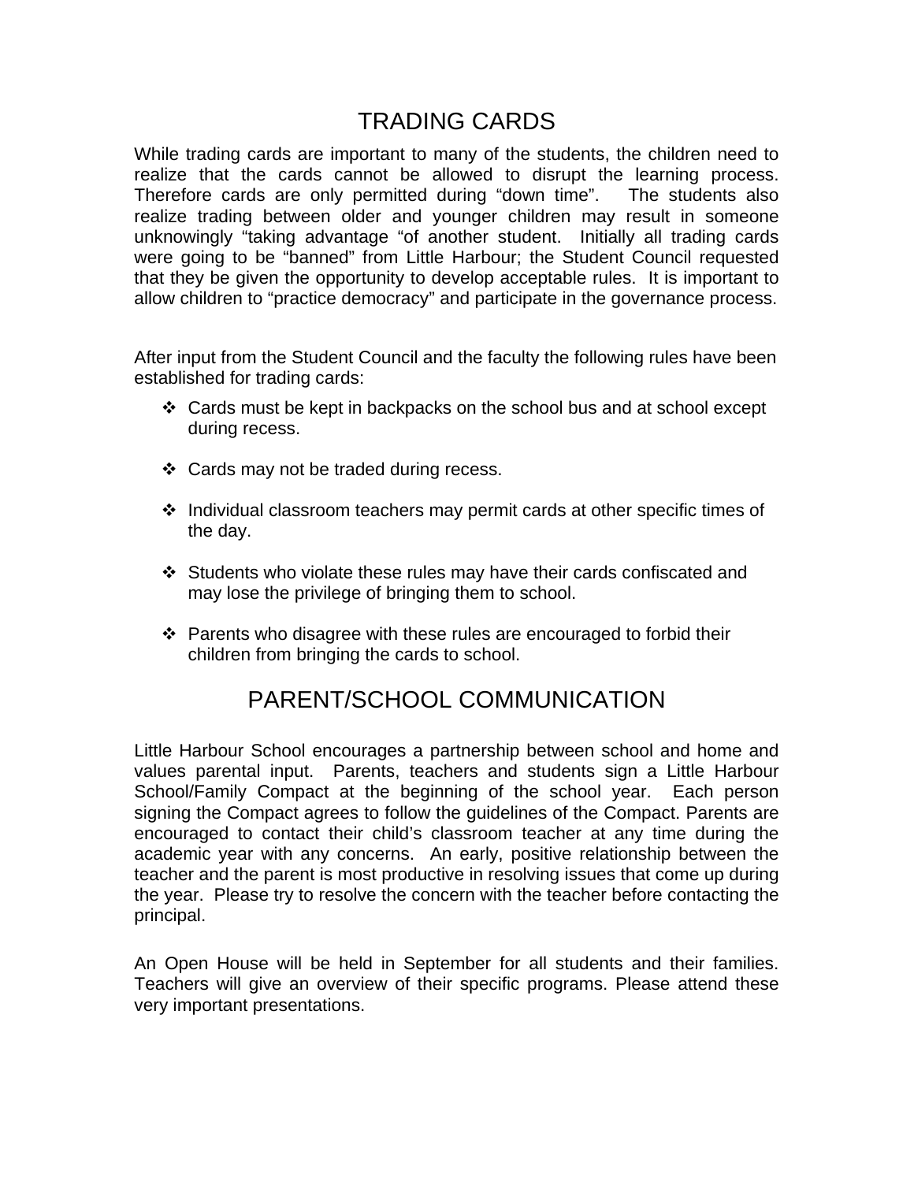# TRADING CARDS

While trading cards are important to many of the students, the children need to realize that the cards cannot be allowed to disrupt the learning process. Therefore cards are only permitted during “down time”. The students also realize trading between older and younger children may result in someone unknowingly “taking advantage “of another student. Initially all trading cards were going to be “banned” from Little Harbour; the Student Council requested that they be given the opportunity to develop acceptable rules. It is important to allow children to “practice democracy” and participate in the governance process.

After input from the Student Council and the faculty the following rules have been established for trading cards:

- Cards must be kept in backpacks on the school bus and at school except during recess.
- Cards may not be traded during recess.
- Individual classroom teachers may permit cards at other specific times of the day.
- Students who violate these rules may have their cards confiscated and may lose the privilege of bringing them to school.
- Parents who disagree with these rules are encouraged to forbid their children from bringing the cards to school.

# PARENT/SCHOOL COMMUNICATION

Little Harbour School encourages a partnership between school and home and values parental input. Parents, teachers and students sign a Little Harbour School/Family Compact at the beginning of the school year. Each person signing the Compact agrees to follow the guidelines of the Compact. Parents are encouraged to contact their child’s classroom teacher at any time during the academic year with any concerns. An early, positive relationship between the teacher and the parent is most productive in resolving issues that come up during the year. Please try to resolve the concern with the teacher before contacting the principal.

An Open House will be held in September for all students and their families. Teachers will give an overview of their specific programs. Please attend these very important presentations.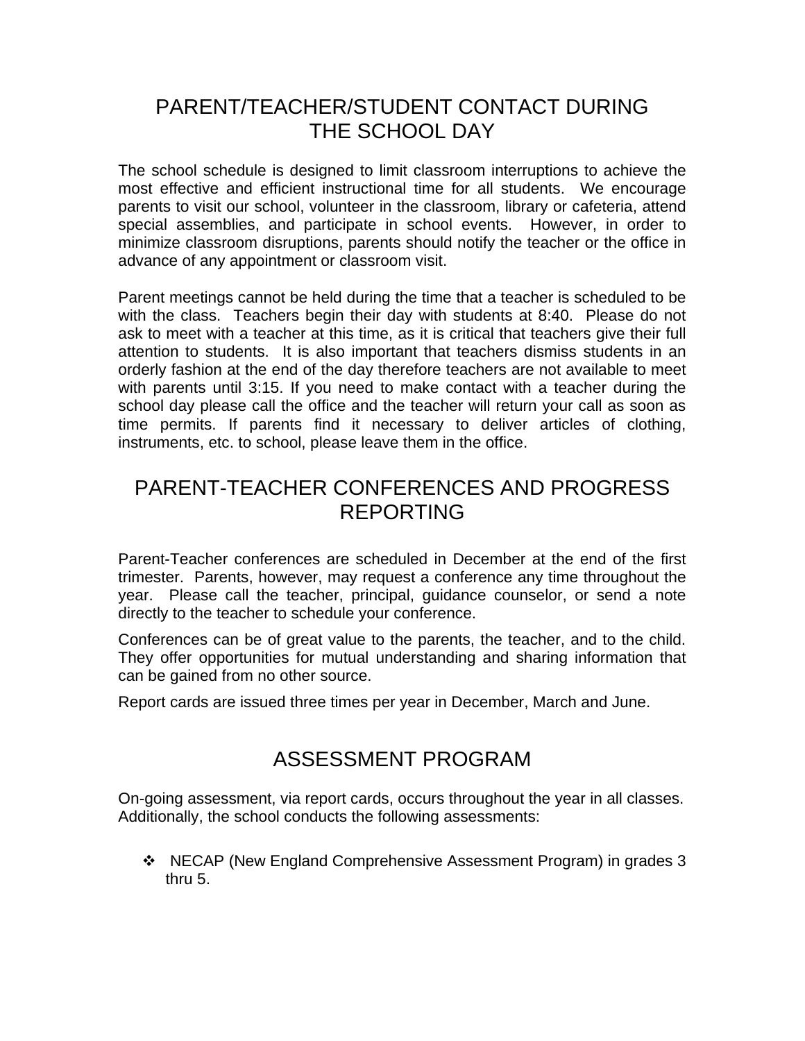# PARENT/TEACHER/STUDENT CONTACT DURING THE SCHOOL DAY

The school schedule is designed to limit classroom interruptions to achieve the most effective and efficient instructional time for all students. We encourage parents to visit our school, volunteer in the classroom, library or cafeteria, attend special assemblies, and participate in school events. However, in order to minimize classroom disruptions, parents should notify the teacher or the office in advance of any appointment or classroom visit.

Parent meetings cannot be held during the time that a teacher is scheduled to be with the class. Teachers begin their day with students at 8:40. Please do not ask to meet with a teacher at this time, as it is critical that teachers give their full attention to students. It is also important that teachers dismiss students in an orderly fashion at the end of the day therefore teachers are not available to meet with parents until 3:15. If you need to make contact with a teacher during the school day please call the office and the teacher will return your call as soon as time permits. If parents find it necessary to deliver articles of clothing, instruments, etc. to school, please leave them in the office.

# PARENT-TEACHER CONFERENCES AND PROGRESS REPORTING

Parent-Teacher conferences are scheduled in December at the end of the first trimester. Parents, however, may request a conference any time throughout the year. Please call the teacher, principal, guidance counselor, or send a note directly to the teacher to schedule your conference.

Conferences can be of great value to the parents, the teacher, and to the child. They offer opportunities for mutual understanding and sharing information that can be gained from no other source.

Report cards are issued three times per year in December, March and June.

# ASSESSMENT PROGRAM

On-going assessment, via report cards, occurs throughout the year in all classes. Additionally, the school conducts the following assessments:

- NECAP (New England Comprehensive Assessment Program) in grades 3 thru 5.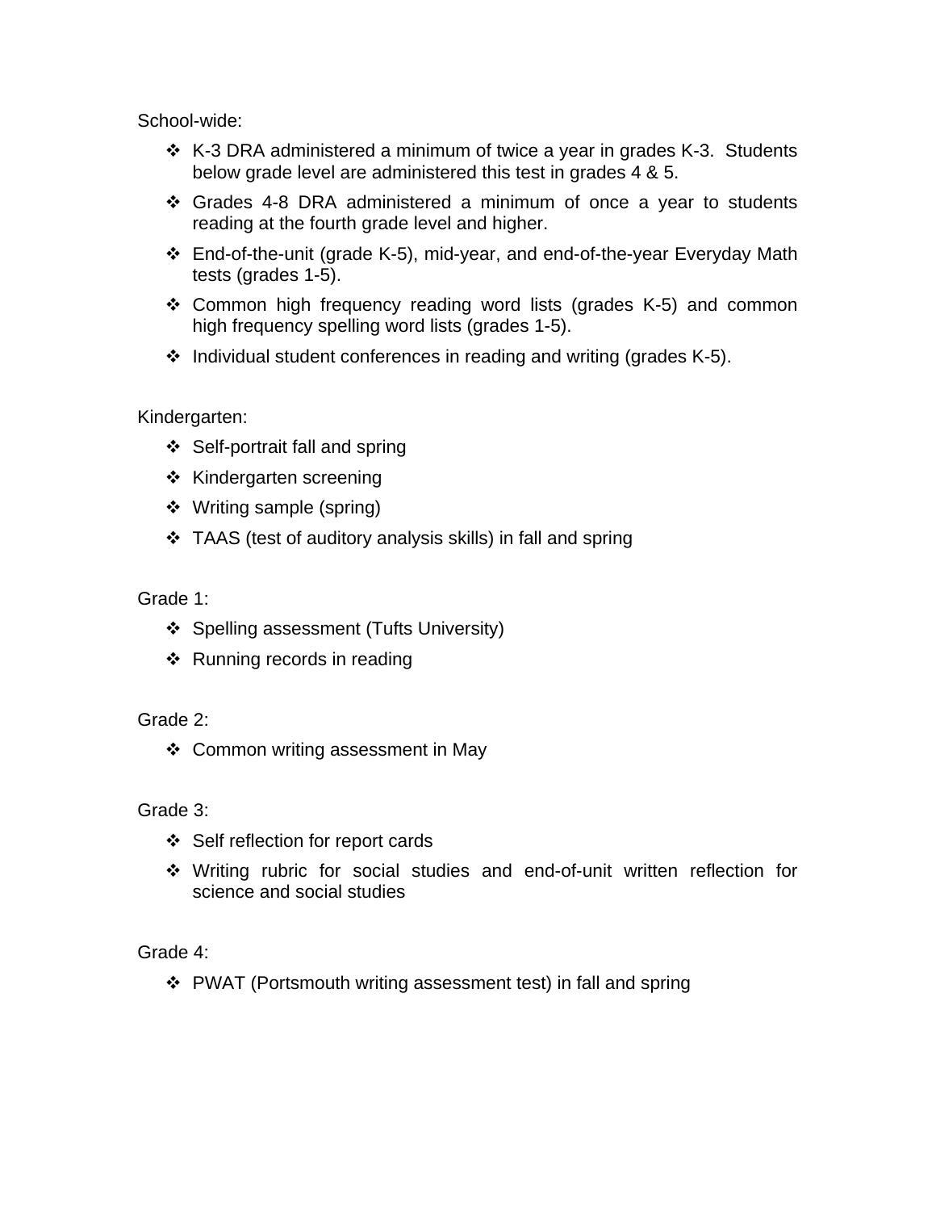School-wide:

- K-3 DRA administered a minimum of twice a year in grades K-3. Students below grade level are administered this test in grades 4 & 5.
- Grades 4-8 DRA administered a minimum of once a year to students reading at the fourth grade level and higher.
- End-of-the-unit (grade K-5), mid-year, and end-of-the-year Everyday Math tests (grades 1-5).
- Common high frequency reading word lists (grades K-5) and common high frequency spelling word lists (grades 1-5).
- Individual student conferences in reading and writing (grades K-5).

Kindergarten:

- Self-portrait fall and spring
- Kindergarten screening
- Writing sample (spring)
- TAAS (test of auditory analysis skills) in fall and spring

Grade 1:

- Spelling assessment (Tufts University)
- Running records in reading

Grade 2:

- Common writing assessment in May

Grade 3:

- Self reflection for report cards
- Writing rubric for social studies and end-of-unit written reflection for science and social studies

Grade 4:

- PWAT (Portsmouth writing assessment test) in fall and spring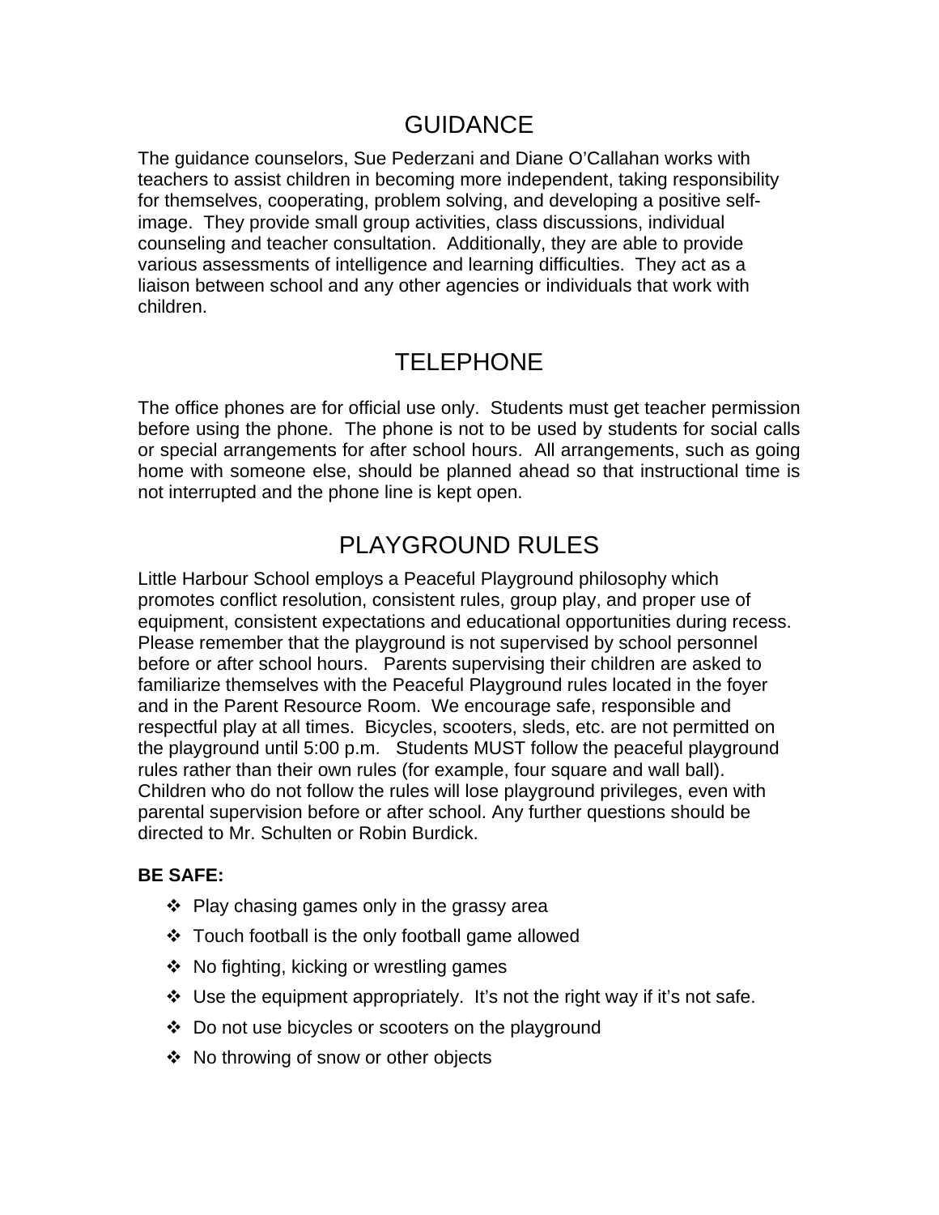# GUIDANCE

The guidance counselors, Sue Pederzani and Diane O'Callahan works with teachers to assist children in becoming more independent, taking responsibility for themselves, cooperating, problem solving, and developing a positive self-image. They provide small group activities, class discussions, individual counseling and teacher consultation. Additionally, they are able to provide various assessments of intelligence and learning difficulties. They act as a liaison between school and any other agencies or individuals that work with children.

# TELEPHONE

The office phones are for official use only. Students must get teacher permission before using the phone. The phone is not to be used by students for social calls or special arrangements for after school hours. All arrangements, such as going home with someone else, should be planned ahead so that instructional time is not interrupted and the phone line is kept open.

# PLAYGROUND RULES

Little Harbour School employs a Peaceful Playground philosophy which promotes conflict resolution, consistent rules, group play, and proper use of equipment, consistent expectations and educational opportunities during recess. Please remember that the playground is not supervised by school personnel before or after school hours. Parents supervising their children are asked to familiarize themselves with the Peaceful Playground rules located in the foyer and in the Parent Resource Room. We encourage safe, responsible and respectful play at all times. Bicycles, scooters, sleds, etc. are not permitted on the playground until 5:00 p.m. Students MUST follow the peaceful playground rules rather than their own rules (for example, four square and wall ball). Children who do not follow the rules will lose playground privileges, even with parental supervision before or after school. Any further questions should be directed to Mr. Schulten or Robin Burdick.

**BE SAFE:**

- Play chasing games only in the grassy area
- Touch football is the only football game allowed
- No fighting, kicking or wrestling games
- Use the equipment appropriately. It's not the right way if it's not safe.
- Do not use bicycles or scooters on the playground
- No throwing of snow or other objects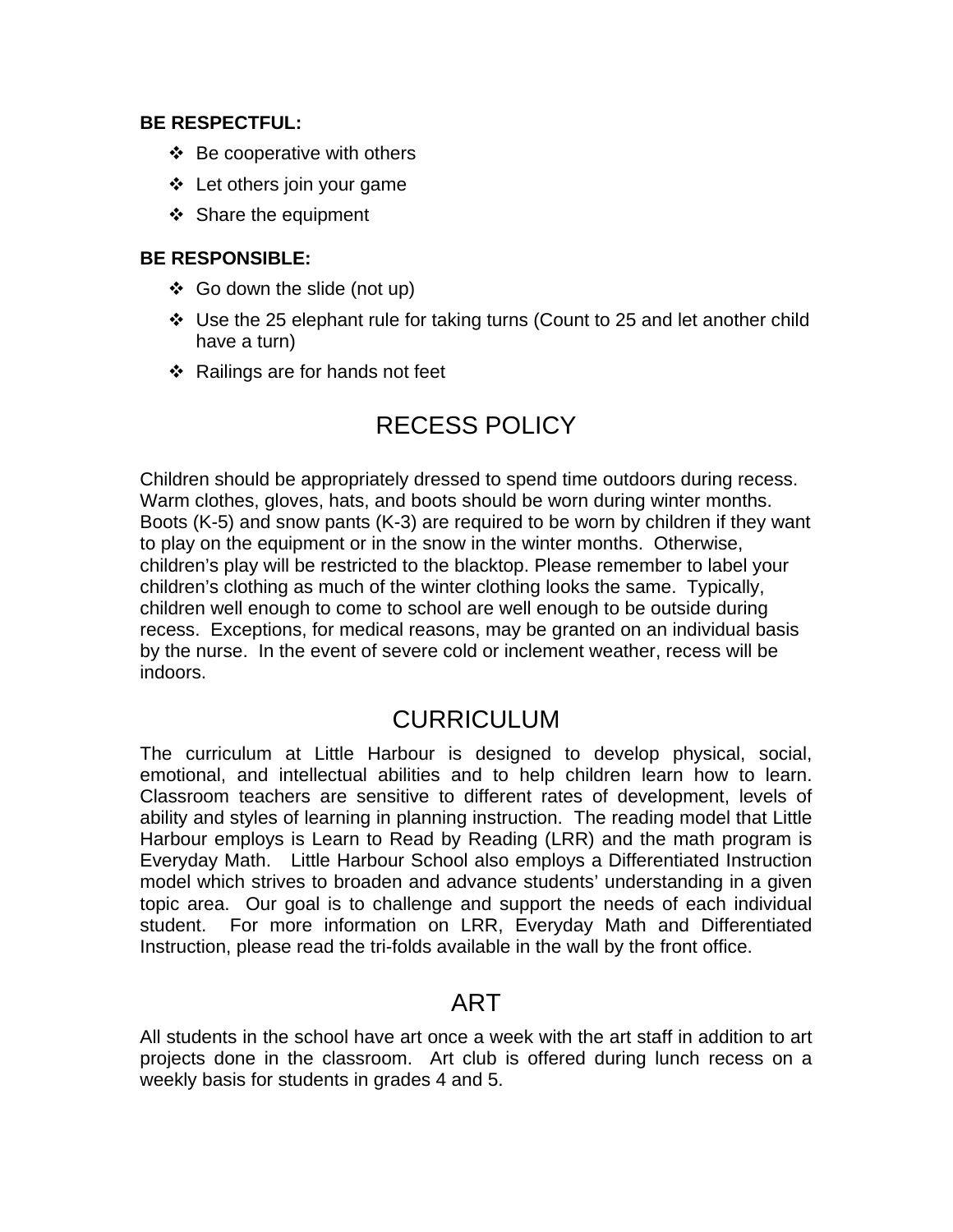**BE RESPECTFUL:**

- Be cooperative with others
- Let others join your game
- Share the equipment

**BE RESPONSIBLE:**

- Go down the slide (not up)
- Use the 25 elephant rule for taking turns (Count to 25 and let another child have a turn)
- Railings are for hands not feet

## RECESS POLICY

Children should be appropriately dressed to spend time outdoors during recess. Warm clothes, gloves, hats, and boots should be worn during winter months. Boots (K-5) and snow pants (K-3) are required to be worn by children if they want to play on the equipment or in the snow in the winter months. Otherwise, children's play will be restricted to the blacktop. Please remember to label your children's clothing as much of the winter clothing looks the same. Typically, children well enough to come to school are well enough to be outside during recess. Exceptions, for medical reasons, may be granted on an individual basis by the nurse. In the event of severe cold or inclement weather, recess will be indoors.

## CURRICULUM

The curriculum at Little Harbour is designed to develop physical, social, emotional, and intellectual abilities and to help children learn how to learn. Classroom teachers are sensitive to different rates of development, levels of ability and styles of learning in planning instruction. The reading model that Little Harbour employs is Learn to Read by Reading (LRR) and the math program is Everyday Math. Little Harbour School also employs a Differentiated Instruction model which strives to broaden and advance students' understanding in a given topic area. Our goal is to challenge and support the needs of each individual student. For more information on LRR, Everyday Math and Differentiated Instruction, please read the tri-folds available in the wall by the front office.

## ART

All students in the school have art once a week with the art staff in addition to art projects done in the classroom. Art club is offered during lunch recess on a weekly basis for students in grades 4 and 5.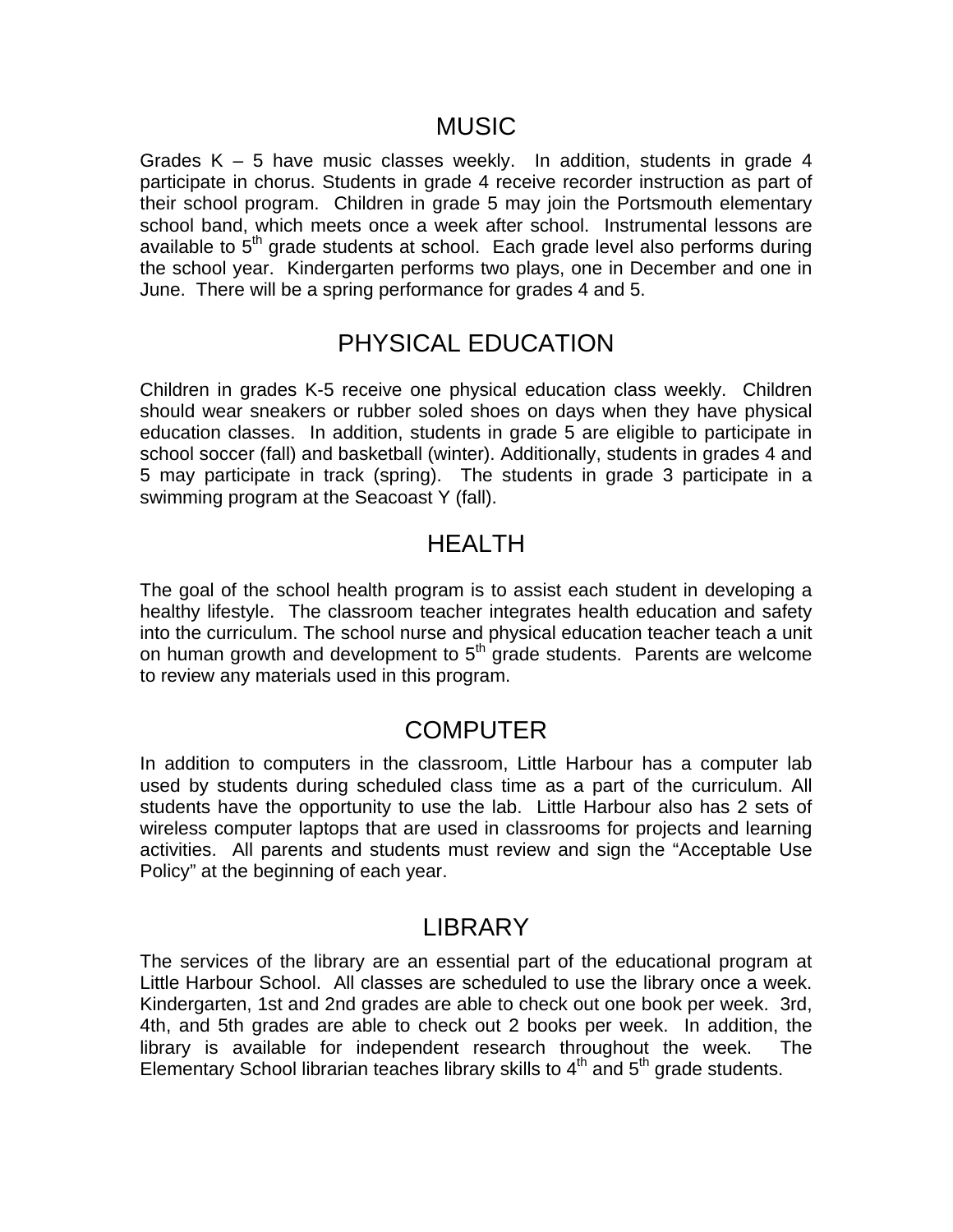# MUSIC

Grades K – 5 have music classes weekly. In addition, students in grade 4 participate in chorus. Students in grade 4 receive recorder instruction as part of their school program. Children in grade 5 may join the Portsmouth elementary school band, which meets once a week after school. Instrumental lessons are available to 5th grade students at school. Each grade level also performs during the school year. Kindergarten performs two plays, one in December and one in June. There will be a spring performance for grades 4 and 5.

# PHYSICAL EDUCATION

Children in grades K-5 receive one physical education class weekly. Children should wear sneakers or rubber soled shoes on days when they have physical education classes. In addition, students in grade 5 are eligible to participate in school soccer (fall) and basketball (winter). Additionally, students in grades 4 and 5 may participate in track (spring). The students in grade 3 participate in a swimming program at the Seacoast Y (fall).

# HEALTH

The goal of the school health program is to assist each student in developing a healthy lifestyle. The classroom teacher integrates health education and safety into the curriculum. The school nurse and physical education teacher teach a unit on human growth and development to 5th grade students. Parents are welcome to review any materials used in this program.

# COMPUTER

In addition to computers in the classroom, Little Harbour has a computer lab used by students during scheduled class time as a part of the curriculum. All students have the opportunity to use the lab. Little Harbour also has 2 sets of wireless computer laptops that are used in classrooms for projects and learning activities. All parents and students must review and sign the "Acceptable Use Policy" at the beginning of each year.

# LIBRARY

The services of the library are an essential part of the educational program at Little Harbour School. All classes are scheduled to use the library once a week. Kindergarten, 1st and 2nd grades are able to check out one book per week. 3rd, 4th, and 5th grades are able to check out 2 books per week. In addition, the library is available for independent research throughout the week. The Elementary School librarian teaches library skills to 4th and 5th grade students.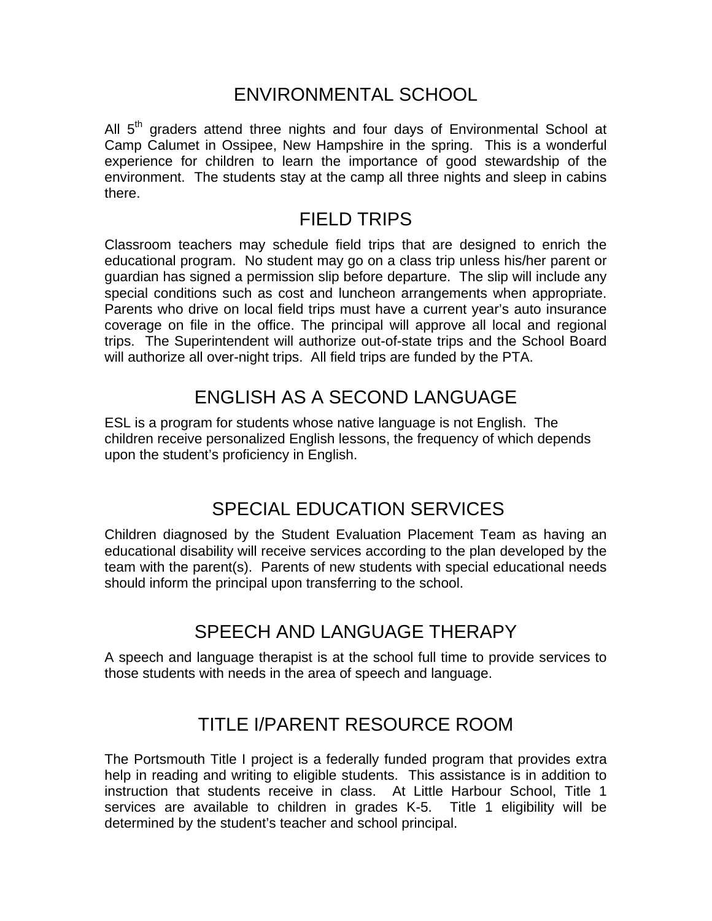## ENVIRONMENTAL SCHOOL

All 5th graders attend three nights and four days of Environmental School at Camp Calumet in Ossipee, New Hampshire in the spring. This is a wonderful experience for children to learn the importance of good stewardship of the environment. The students stay at the camp all three nights and sleep in cabins there.

## FIELD TRIPS

Classroom teachers may schedule field trips that are designed to enrich the educational program. No student may go on a class trip unless his/her parent or guardian has signed a permission slip before departure. The slip will include any special conditions such as cost and luncheon arrangements when appropriate. Parents who drive on local field trips must have a current year's auto insurance coverage on file in the office. The principal will approve all local and regional trips. The Superintendent will authorize out-of-state trips and the School Board will authorize all over-night trips. All field trips are funded by the PTA.

## ENGLISH AS A SECOND LANGUAGE

ESL is a program for students whose native language is not English. The children receive personalized English lessons, the frequency of which depends upon the student's proficiency in English.

## SPECIAL EDUCATION SERVICES

Children diagnosed by the Student Evaluation Placement Team as having an educational disability will receive services according to the plan developed by the team with the parent(s). Parents of new students with special educational needs should inform the principal upon transferring to the school.

## SPEECH AND LANGUAGE THERAPY

A speech and language therapist is at the school full time to provide services to those students with needs in the area of speech and language.

## TITLE I/PARENT RESOURCE ROOM

The Portsmouth Title I project is a federally funded program that provides extra help in reading and writing to eligible students. This assistance is in addition to instruction that students receive in class. At Little Harbour School, Title 1 services are available to children in grades K-5. Title 1 eligibility will be determined by the student's teacher and school principal.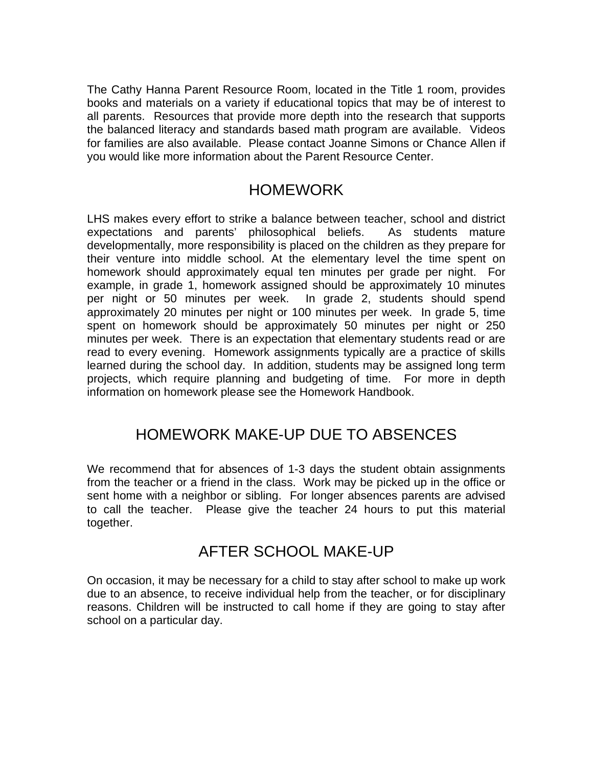The Cathy Hanna Parent Resource Room, located in the Title 1 room, provides books and materials on a variety if educational topics that may be of interest to all parents. Resources that provide more depth into the research that supports the balanced literacy and standards based math program are available. Videos for families are also available. Please contact Joanne Simons or Chance Allen if you would like more information about the Parent Resource Center.

## HOMEWORK

LHS makes every effort to strike a balance between teacher, school and district expectations and parents' philosophical beliefs. As students mature developmentally, more responsibility is placed on the children as they prepare for their venture into middle school. At the elementary level the time spent on homework should approximately equal ten minutes per grade per night. For example, in grade 1, homework assigned should be approximately 10 minutes per night or 50 minutes per week. In grade 2, students should spend approximately 20 minutes per night or 100 minutes per week. In grade 5, time spent on homework should be approximately 50 minutes per night or 250 minutes per week. There is an expectation that elementary students read or are read to every evening. Homework assignments typically are a practice of skills learned during the school day. In addition, students may be assigned long term projects, which require planning and budgeting of time. For more in depth information on homework please see the Homework Handbook.

## HOMEWORK MAKE-UP DUE TO ABSENCES

We recommend that for absences of 1-3 days the student obtain assignments from the teacher or a friend in the class. Work may be picked up in the office or sent home with a neighbor or sibling. For longer absences parents are advised to call the teacher. Please give the teacher 24 hours to put this material together.

## AFTER SCHOOL MAKE-UP

On occasion, it may be necessary for a child to stay after school to make up work due to an absence, to receive individual help from the teacher, or for disciplinary reasons. Children will be instructed to call home if they are going to stay after school on a particular day.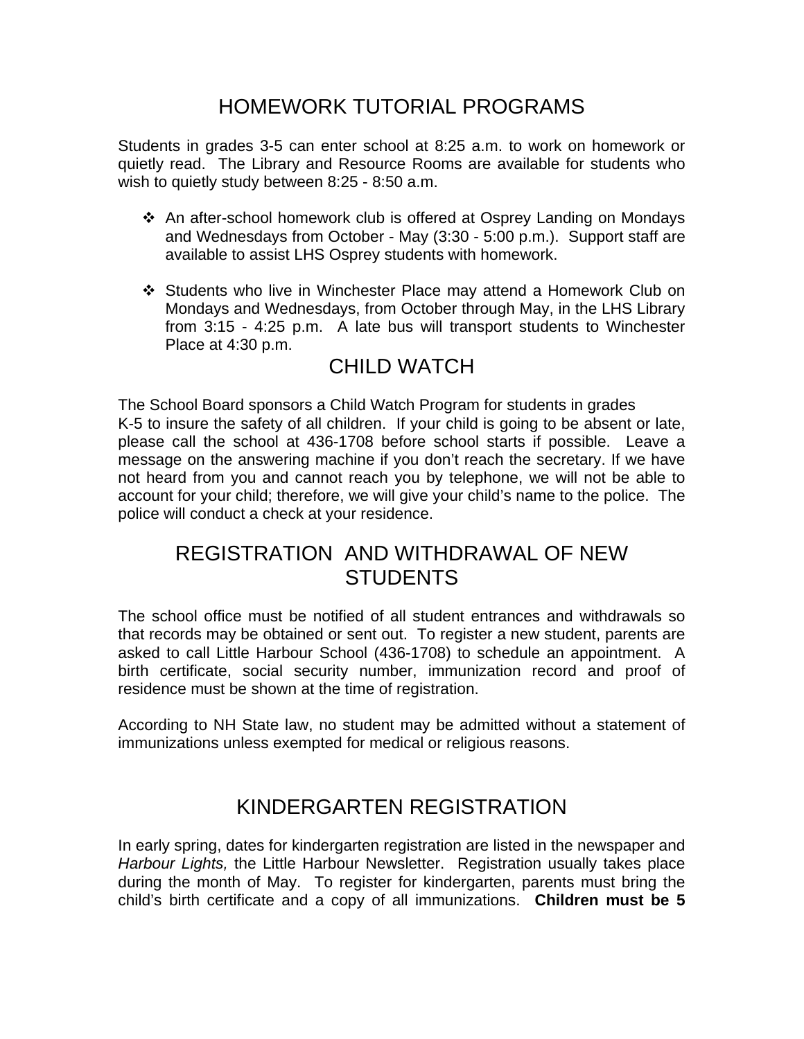## HOMEWORK TUTORIAL PROGRAMS

Students in grades 3-5 can enter school at 8:25 a.m. to work on homework or quietly read. The Library and Resource Rooms are available for students who wish to quietly study between 8:25 - 8:50 a.m.

- An after-school homework club is offered at Osprey Landing on Mondays and Wednesdays from October - May (3:30 - 5:00 p.m.). Support staff are available to assist LHS Osprey students with homework.

- Students who live in Winchester Place may attend a Homework Club on Mondays and Wednesdays, from October through May, in the LHS Library from 3:15 - 4:25 p.m. A late bus will transport students to Winchester Place at 4:30 p.m.

## CHILD WATCH

The School Board sponsors a Child Watch Program for students in grades K-5 to insure the safety of all children. If your child is going to be absent or late, please call the school at 436-1708 before school starts if possible. Leave a message on the answering machine if you don't reach the secretary. If we have not heard from you and cannot reach you by telephone, we will not be able to account for your child; therefore, we will give your child's name to the police. The police will conduct a check at your residence.

## REGISTRATION AND WITHDRAWAL OF NEW STUDENTS

The school office must be notified of all student entrances and withdrawals so that records may be obtained or sent out. To register a new student, parents are asked to call Little Harbour School (436-1708) to schedule an appointment. A birth certificate, social security number, immunization record and proof of residence must be shown at the time of registration.

According to NH State law, no student may be admitted without a statement of immunizations unless exempted for medical or religious reasons.

## KINDERGARTEN REGISTRATION

In early spring, dates for kindergarten registration are listed in the newspaper and *Harbour Lights,* the Little Harbour Newsletter. Registration usually takes place during the month of May. To register for kindergarten, parents must bring the child's birth certificate and a copy of all immunizations. **Children must be 5**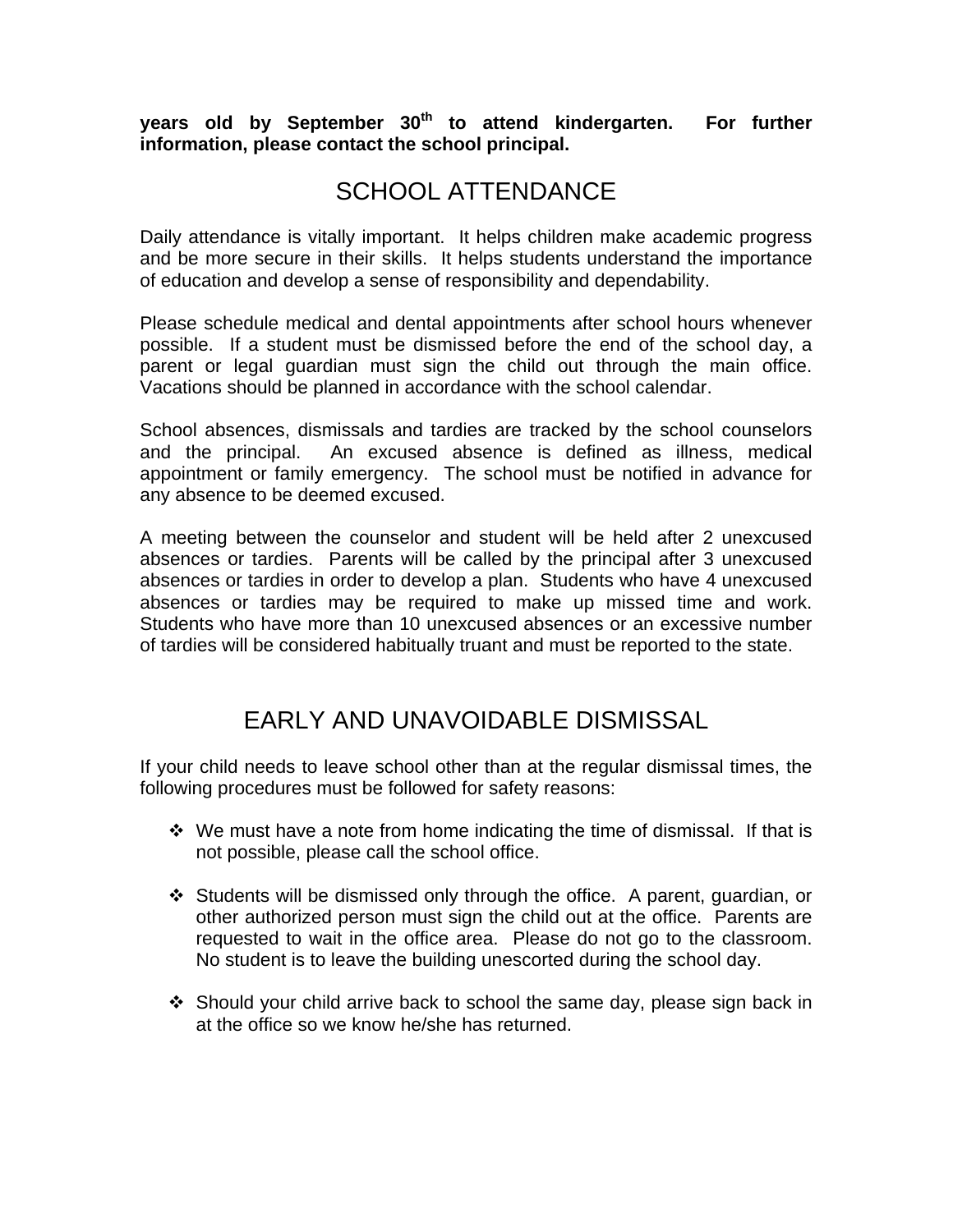**years old by September 30th to attend kindergarten. For further information, please contact the school principal.**

## SCHOOL ATTENDANCE

Daily attendance is vitally important. It helps children make academic progress and be more secure in their skills. It helps students understand the importance of education and develop a sense of responsibility and dependability.

Please schedule medical and dental appointments after school hours whenever possible. If a student must be dismissed before the end of the school day, a parent or legal guardian must sign the child out through the main office. Vacations should be planned in accordance with the school calendar.

School absences, dismissals and tardies are tracked by the school counselors and the principal. An excused absence is defined as illness, medical appointment or family emergency. The school must be notified in advance for any absence to be deemed excused.

A meeting between the counselor and student will be held after 2 unexcused absences or tardies. Parents will be called by the principal after 3 unexcused absences or tardies in order to develop a plan. Students who have 4 unexcused absences or tardies may be required to make up missed time and work. Students who have more than 10 unexcused absences or an excessive number of tardies will be considered habitually truant and must be reported to the state.

## EARLY AND UNAVOIDABLE DISMISSAL

If your child needs to leave school other than at the regular dismissal times, the following procedures must be followed for safety reasons:

- We must have a note from home indicating the time of dismissal. If that is not possible, please call the school office.
- Students will be dismissed only through the office. A parent, guardian, or other authorized person must sign the child out at the office. Parents are requested to wait in the office area. Please do not go to the classroom. No student is to leave the building unescorted during the school day.
- Should your child arrive back to school the same day, please sign back in at the office so we know he/she has returned.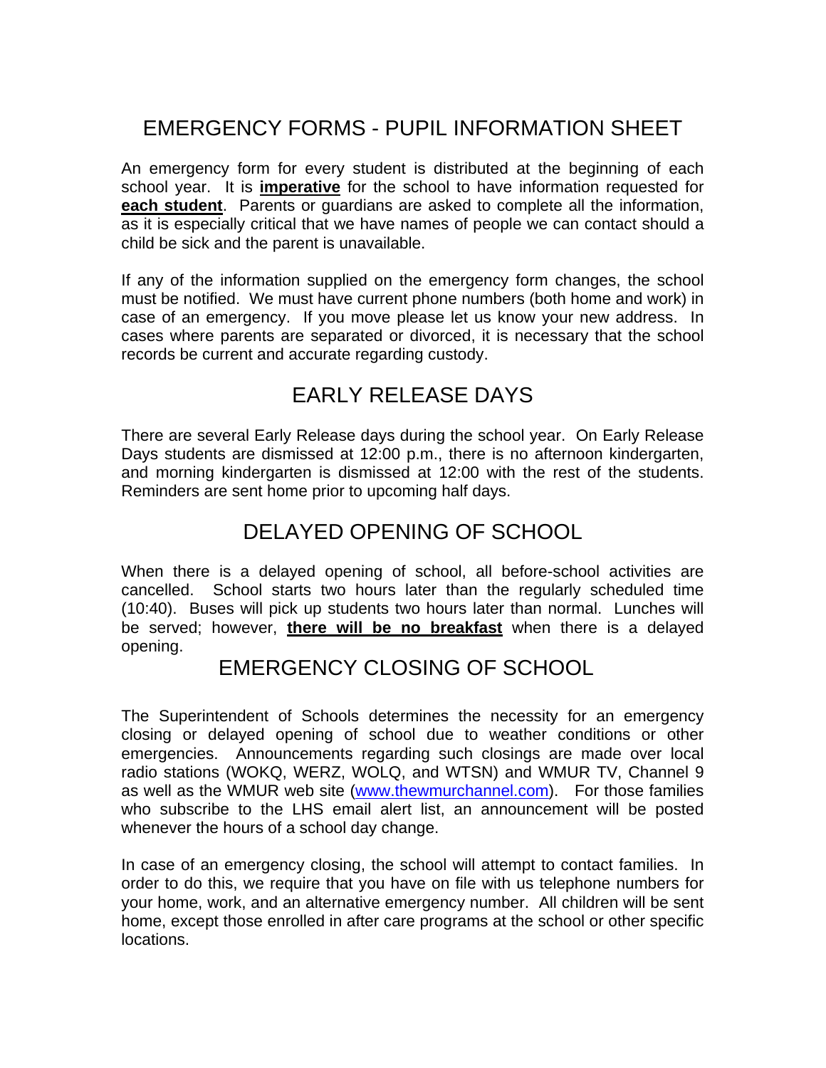# EMERGENCY FORMS - PUPIL INFORMATION SHEET

An emergency form for every student is distributed at the beginning of each school year. It is **imperative** for the school to have information requested for **each student**. Parents or guardians are asked to complete all the information, as it is especially critical that we have names of people we can contact should a child be sick and the parent is unavailable.

If any of the information supplied on the emergency form changes, the school must be notified. We must have current phone numbers (both home and work) in case of an emergency. If you move please let us know your new address. In cases where parents are separated or divorced, it is necessary that the school records be current and accurate regarding custody.

# EARLY RELEASE DAYS

There are several Early Release days during the school year. On Early Release Days students are dismissed at 12:00 p.m., there is no afternoon kindergarten, and morning kindergarten is dismissed at 12:00 with the rest of the students. Reminders are sent home prior to upcoming half days.

# DELAYED OPENING OF SCHOOL

When there is a delayed opening of school, all before-school activities are cancelled. School starts two hours later than the regularly scheduled time (10:40). Buses will pick up students two hours later than normal. Lunches will be served; however, **there will be no breakfast** when there is a delayed opening.

# EMERGENCY CLOSING OF SCHOOL

The Superintendent of Schools determines the necessity for an emergency closing or delayed opening of school due to weather conditions or other emergencies. Announcements regarding such closings are made over local radio stations (WOKQ, WERZ, WOLQ, and WTSN) and WMUR TV, Channel 9 as well as the WMUR web site (www.thewmurchannel.com). For those families who subscribe to the LHS email alert list, an announcement will be posted whenever the hours of a school day change.

In case of an emergency closing, the school will attempt to contact families. In order to do this, we require that you have on file with us telephone numbers for your home, work, and an alternative emergency number. All children will be sent home, except those enrolled in after care programs at the school or other specific locations.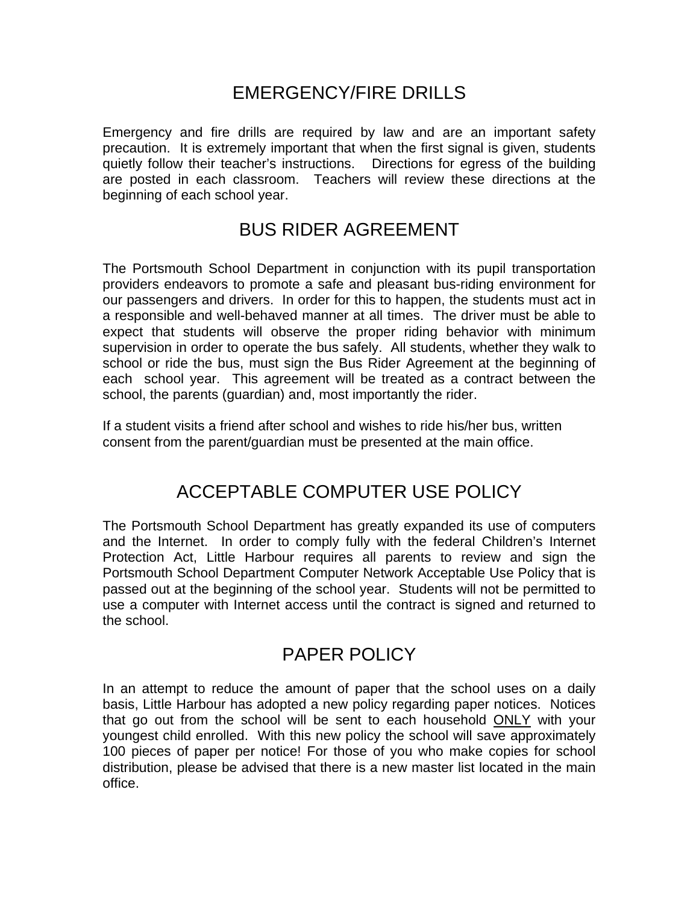## EMERGENCY/FIRE DRILLS

Emergency and fire drills are required by law and are an important safety precaution. It is extremely important that when the first signal is given, students quietly follow their teacher's instructions. Directions for egress of the building are posted in each classroom. Teachers will review these directions at the beginning of each school year.

## BUS RIDER AGREEMENT

The Portsmouth School Department in conjunction with its pupil transportation providers endeavors to promote a safe and pleasant bus-riding environment for our passengers and drivers. In order for this to happen, the students must act in a responsible and well-behaved manner at all times. The driver must be able to expect that students will observe the proper riding behavior with minimum supervision in order to operate the bus safely. All students, whether they walk to school or ride the bus, must sign the Bus Rider Agreement at the beginning of each school year. This agreement will be treated as a contract between the school, the parents (guardian) and, most importantly the rider.

If a student visits a friend after school and wishes to ride his/her bus, written consent from the parent/guardian must be presented at the main office.

## ACCEPTABLE COMPUTER USE POLICY

The Portsmouth School Department has greatly expanded its use of computers and the Internet. In order to comply fully with the federal Children's Internet Protection Act, Little Harbour requires all parents to review and sign the Portsmouth School Department Computer Network Acceptable Use Policy that is passed out at the beginning of the school year. Students will not be permitted to use a computer with Internet access until the contract is signed and returned to the school.

## PAPER POLICY

In an attempt to reduce the amount of paper that the school uses on a daily basis, Little Harbour has adopted a new policy regarding paper notices. Notices that go out from the school will be sent to each household <u>ONLY</u> with your youngest child enrolled. With this new policy the school will save approximately 100 pieces of paper per notice! For those of you who make copies for school distribution, please be advised that there is a new master list located in the main office.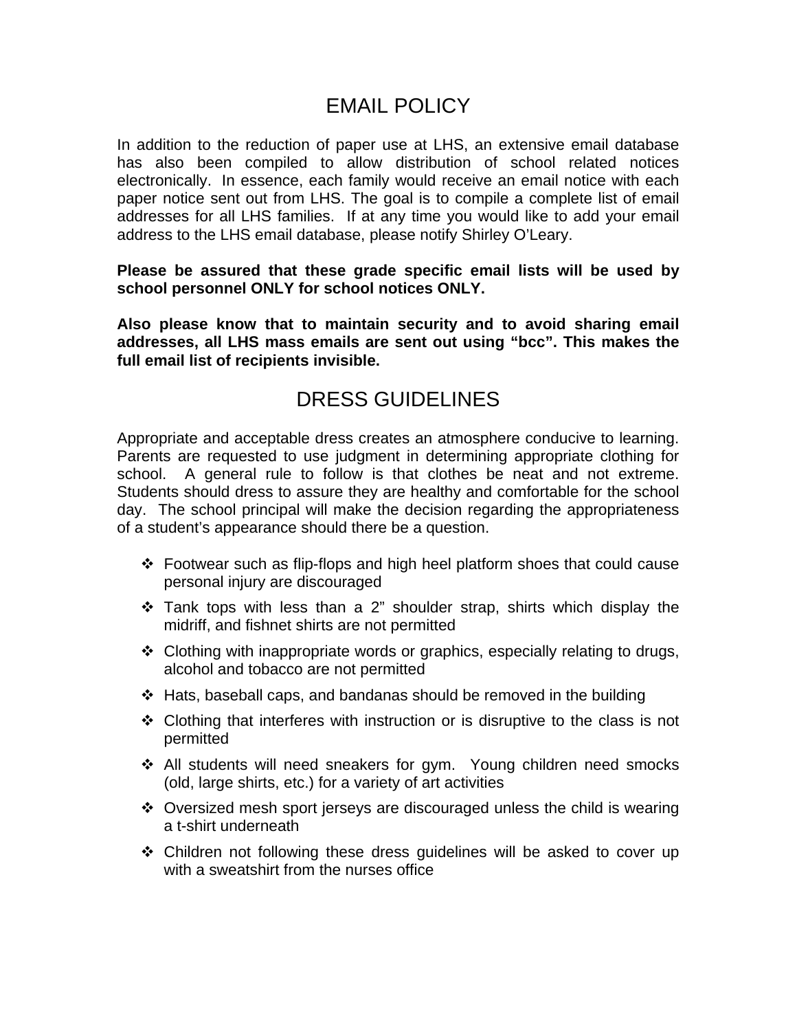# EMAIL POLICY

In addition to the reduction of paper use at LHS, an extensive email database has also been compiled to allow distribution of school related notices electronically. In essence, each family would receive an email notice with each paper notice sent out from LHS. The goal is to compile a complete list of email addresses for all LHS families. If at any time you would like to add your email address to the LHS email database, please notify Shirley O'Leary.

**Please be assured that these grade specific email lists will be used by school personnel ONLY for school notices ONLY.**

**Also please know that to maintain security and to avoid sharing email addresses, all LHS mass emails are sent out using "bcc". This makes the full email list of recipients invisible.**

# DRESS GUIDELINES

Appropriate and acceptable dress creates an atmosphere conducive to learning. Parents are requested to use judgment in determining appropriate clothing for school. A general rule to follow is that clothes be neat and not extreme. Students should dress to assure they are healthy and comfortable for the school day. The school principal will make the decision regarding the appropriateness of a student's appearance should there be a question.

- Footwear such as flip-flops and high heel platform shoes that could cause personal injury are discouraged
- Tank tops with less than a 2" shoulder strap, shirts which display the midriff, and fishnet shirts are not permitted
- Clothing with inappropriate words or graphics, especially relating to drugs, alcohol and tobacco are not permitted
- Hats, baseball caps, and bandanas should be removed in the building
- Clothing that interferes with instruction or is disruptive to the class is not permitted
- All students will need sneakers for gym. Young children need smocks (old, large shirts, etc.) for a variety of art activities
- Oversized mesh sport jerseys are discouraged unless the child is wearing a t-shirt underneath
- Children not following these dress guidelines will be asked to cover up with a sweatshirt from the nurses office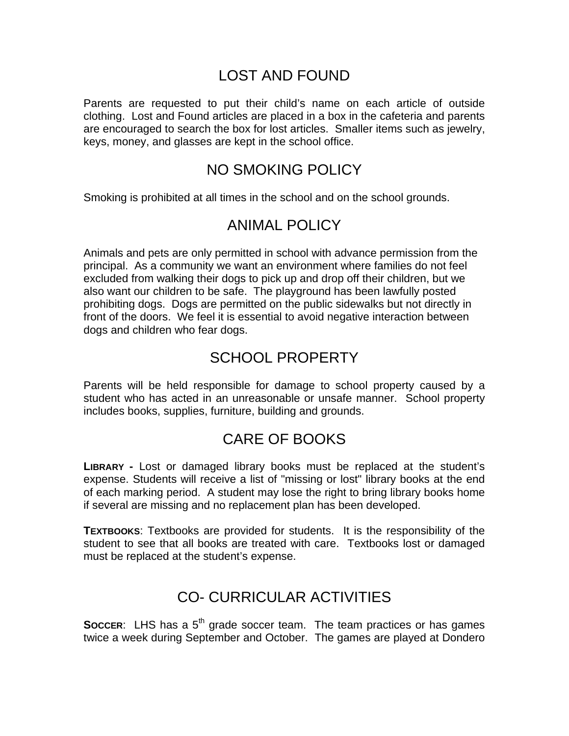## LOST AND FOUND

Parents are requested to put their child's name on each article of outside clothing. Lost and Found articles are placed in a box in the cafeteria and parents are encouraged to search the box for lost articles. Smaller items such as jewelry, keys, money, and glasses are kept in the school office.

## NO SMOKING POLICY

Smoking is prohibited at all times in the school and on the school grounds.

## ANIMAL POLICY

Animals and pets are only permitted in school with advance permission from the principal. As a community we want an environment where families do not feel excluded from walking their dogs to pick up and drop off their children, but we also want our children to be safe. The playground has been lawfully posted prohibiting dogs. Dogs are permitted on the public sidewalks but not directly in front of the doors. We feel it is essential to avoid negative interaction between dogs and children who fear dogs.

## SCHOOL PROPERTY

Parents will be held responsible for damage to school property caused by a student who has acted in an unreasonable or unsafe manner. School property includes books, supplies, furniture, building and grounds.

## CARE OF BOOKS

**LIBRARY -** Lost or damaged library books must be replaced at the student's expense. Students will receive a list of "missing or lost" library books at the end of each marking period. A student may lose the right to bring library books home if several are missing and no replacement plan has been developed.

**TEXTBOOKS**: Textbooks are provided for students. It is the responsibility of the student to see that all books are treated with care. Textbooks lost or damaged must be replaced at the student's expense.

## CO- CURRICULAR ACTIVITIES

**SOCCER**: LHS has a 5th grade soccer team. The team practices or has games twice a week during September and October. The games are played at Dondero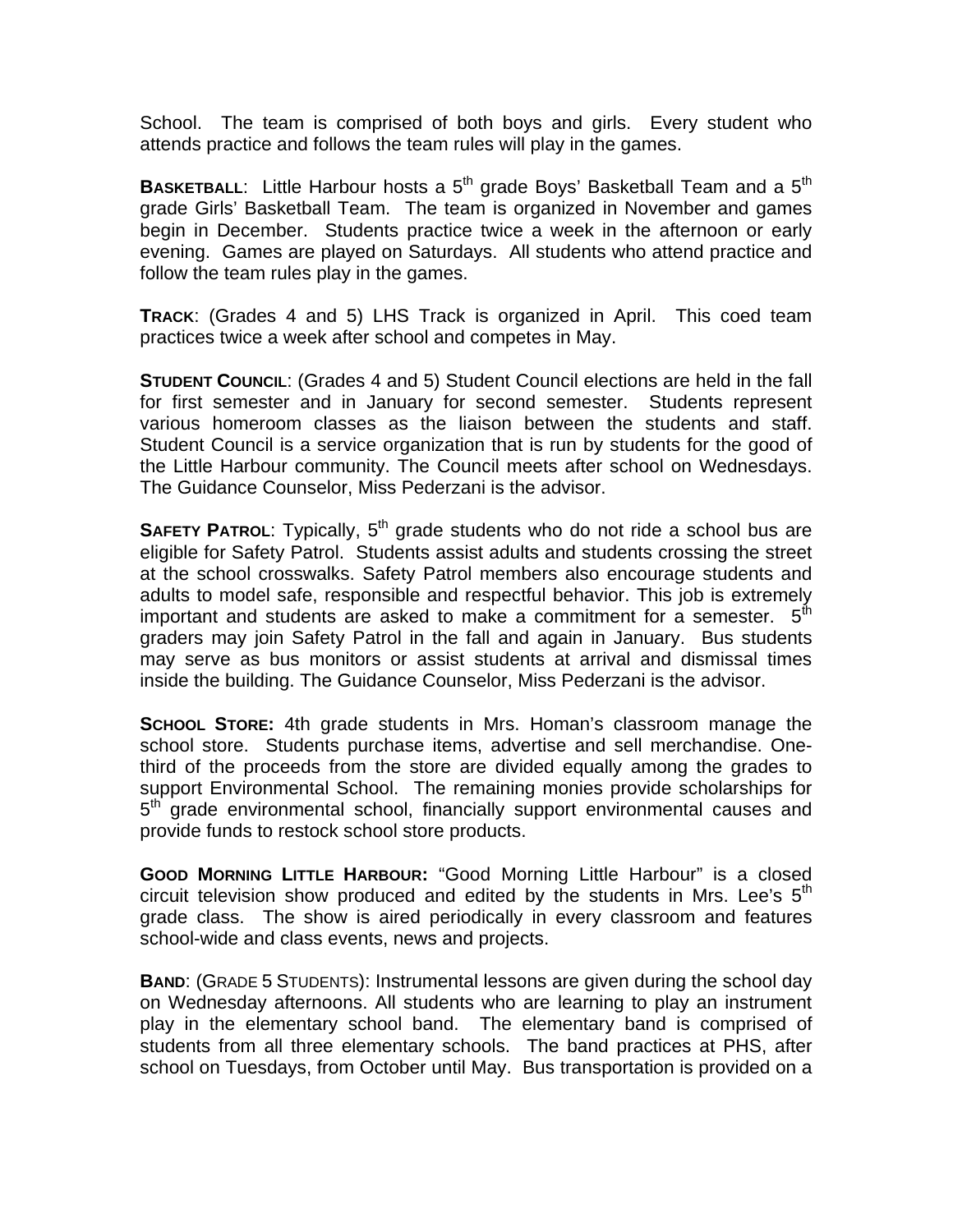School. The team is comprised of both boys and girls. Every student who attends practice and follows the team rules will play in the games.

**BASKETBALL**: Little Harbour hosts a 5th grade Boys' Basketball Team and a 5th grade Girls' Basketball Team. The team is organized in November and games begin in December. Students practice twice a week in the afternoon or early evening. Games are played on Saturdays. All students who attend practice and follow the team rules play in the games.

**TRACK**: (Grades 4 and 5) LHS Track is organized in April. This coed team practices twice a week after school and competes in May.

**STUDENT COUNCIL**: (Grades 4 and 5) Student Council elections are held in the fall for first semester and in January for second semester. Students represent various homeroom classes as the liaison between the students and staff. Student Council is a service organization that is run by students for the good of the Little Harbour community. The Council meets after school on Wednesdays. The Guidance Counselor, Miss Pederzani is the advisor.

**SAFETY PATROL**: Typically, 5th grade students who do not ride a school bus are eligible for Safety Patrol. Students assist adults and students crossing the street at the school crosswalks. Safety Patrol members also encourage students and adults to model safe, responsible and respectful behavior. This job is extremely important and students are asked to make a commitment for a semester. 5th graders may join Safety Patrol in the fall and again in January. Bus students may serve as bus monitors or assist students at arrival and dismissal times inside the building. The Guidance Counselor, Miss Pederzani is the advisor.

**SCHOOL STORE:** 4th grade students in Mrs. Homan's classroom manage the school store. Students purchase items, advertise and sell merchandise. One-third of the proceeds from the store are divided equally among the grades to support Environmental School. The remaining monies provide scholarships for 5th grade environmental school, financially support environmental causes and provide funds to restock school store products.

**GOOD MORNING LITTLE HARBOUR:** "Good Morning Little Harbour" is a closed circuit television show produced and edited by the students in Mrs. Lee's 5th grade class. The show is aired periodically in every classroom and features school-wide and class events, news and projects.

**BAND**: (GRADE 5 STUDENTS): Instrumental lessons are given during the school day on Wednesday afternoons. All students who are learning to play an instrument play in the elementary school band. The elementary band is comprised of students from all three elementary schools. The band practices at PHS, after school on Tuesdays, from October until May. Bus transportation is provided on a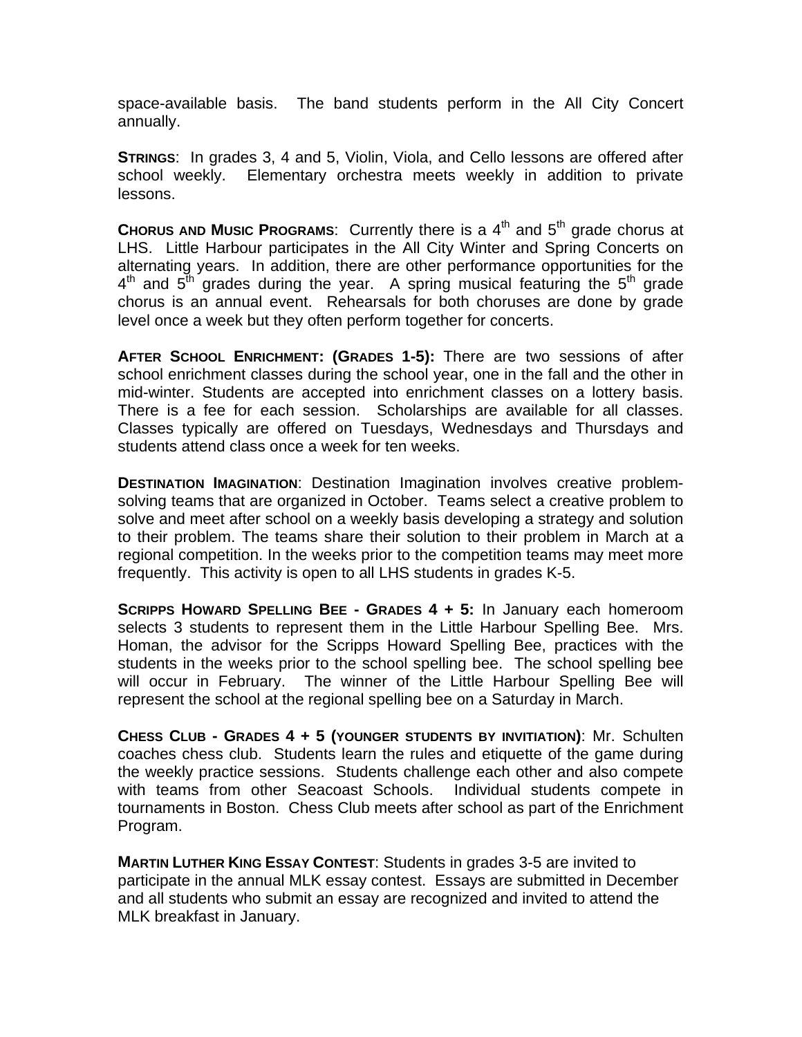space-available basis. The band students perform in the All City Concert annually.

**STRINGS**: In grades 3, 4 and 5, Violin, Viola, and Cello lessons are offered after school weekly. Elementary orchestra meets weekly in addition to private lessons.

**CHORUS AND MUSIC PROGRAMS**: Currently there is a 4th and 5th grade chorus at LHS. Little Harbour participates in the All City Winter and Spring Concerts on alternating years. In addition, there are other performance opportunities for the 4th and 5th grades during the year. A spring musical featuring the 5th grade chorus is an annual event. Rehearsals for both choruses are done by grade level once a week but they often perform together for concerts.

**AFTER SCHOOL ENRICHMENT: (GRADES 1-5):** There are two sessions of after school enrichment classes during the school year, one in the fall and the other in mid-winter. Students are accepted into enrichment classes on a lottery basis. There is a fee for each session. Scholarships are available for all classes. Classes typically are offered on Tuesdays, Wednesdays and Thursdays and students attend class once a week for ten weeks.

**DESTINATION IMAGINATION**: Destination Imagination involves creative problem-solving teams that are organized in October. Teams select a creative problem to solve and meet after school on a weekly basis developing a strategy and solution to their problem. The teams share their solution to their problem in March at a regional competition. In the weeks prior to the competition teams may meet more frequently. This activity is open to all LHS students in grades K-5.

**SCRIPPS HOWARD SPELLING BEE - GRADES 4 + 5:** In January each homeroom selects 3 students to represent them in the Little Harbour Spelling Bee. Mrs. Homan, the advisor for the Scripps Howard Spelling Bee, practices with the students in the weeks prior to the school spelling bee. The school spelling bee will occur in February. The winner of the Little Harbour Spelling Bee will represent the school at the regional spelling bee on a Saturday in March.

**CHESS CLUB - GRADES 4 + 5 (YOUNGER STUDENTS BY INVITATION)**: Mr. Schulten coaches chess club. Students learn the rules and etiquette of the game during the weekly practice sessions. Students challenge each other and also compete with teams from other Seacoast Schools. Individual students compete in tournaments in Boston. Chess Club meets after school as part of the Enrichment Program.

**MARTIN LUTHER KING ESSAY CONTEST**: Students in grades 3-5 are invited to participate in the annual MLK essay contest. Essays are submitted in December and all students who submit an essay are recognized and invited to attend the MLK breakfast in January.